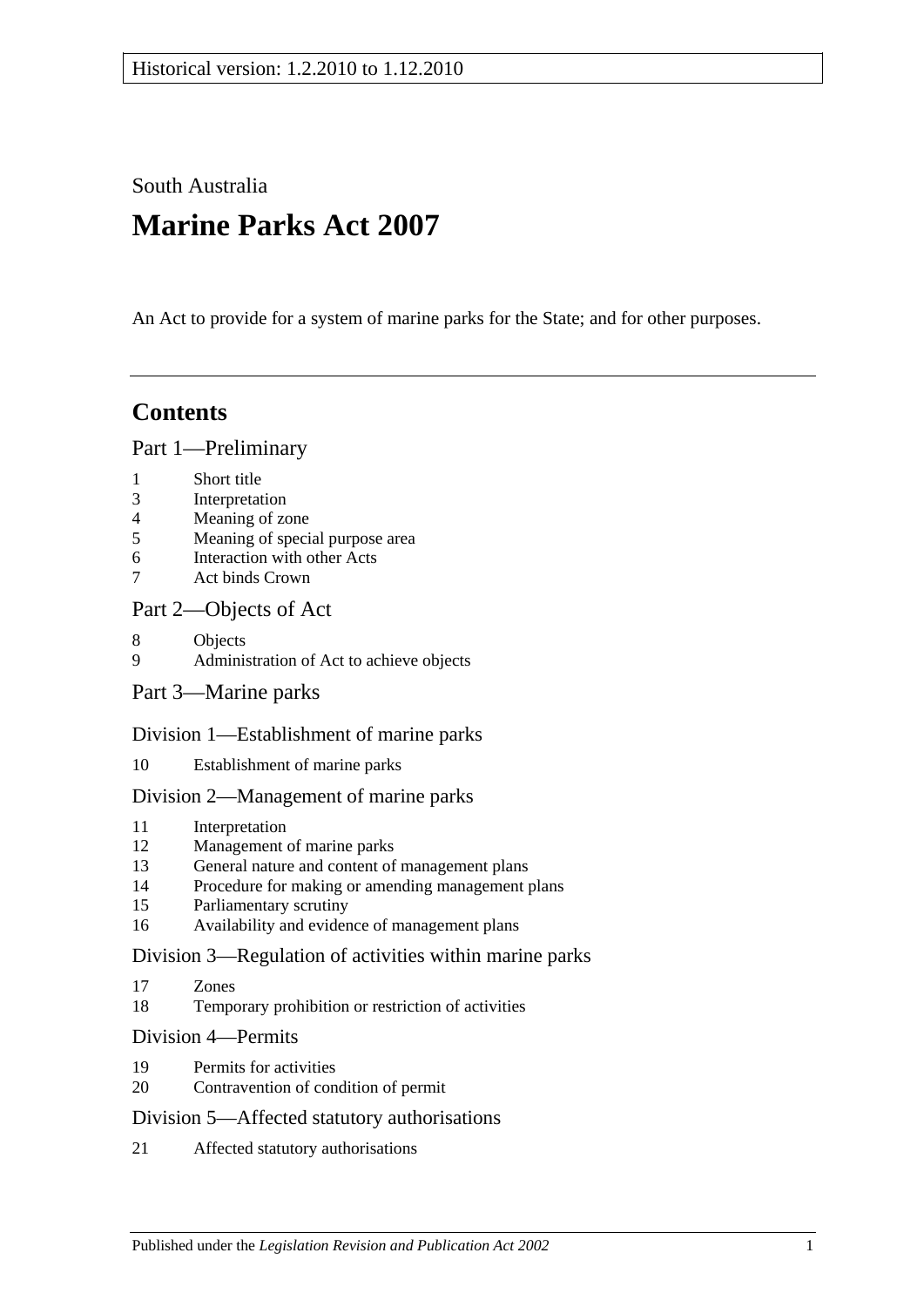Historical version: 1.2.2010 to 1.12.2010

South Australia

# Marine Parks Act 2007

An Act to provide for a system of marine parks for the State; and for other purposes.

---

## Contents

### Part 1—Preliminary

1 Short title
3 Interpretation
4 Meaning of zone
5 Meaning of special purpose area
6 Interaction with other Acts
7 Act binds Crown

### Part 2—Objects of Act

8 Objects
9 Administration of Act to achieve objects

### Part 3—Marine parks

#### Division 1—Establishment of marine parks

10 Establishment of marine parks

#### Division 2—Management of marine parks

11 Interpretation
12 Management of marine parks
13 General nature and content of management plans
14 Procedure for making or amending management plans
15 Parliamentary scrutiny
16 Availability and evidence of management plans

#### Division 3—Regulation of activities within marine parks

17 Zones
18 Temporary prohibition or restriction of activities

#### Division 4—Permits

19 Permits for activities
20 Contravention of condition of permit

#### Division 5—Affected statutory authorisations

21 Affected statutory authorisations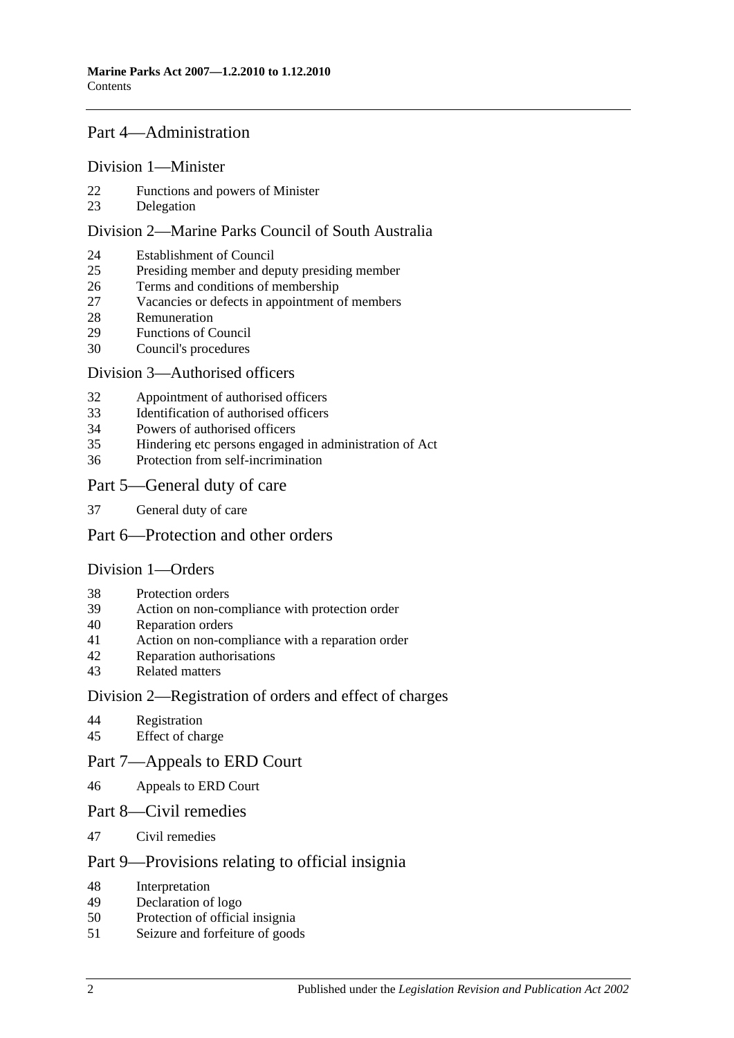## Part 4—Administration

### Division 1—Minister

22 Functions and powers of Minister
23 Delegation

### Division 2—Marine Parks Council of South Australia

24 Establishment of Council
25 Presiding member and deputy presiding member
26 Terms and conditions of membership
27 Vacancies or defects in appointment of members
28 Remuneration
29 Functions of Council
30 Council's procedures

### Division 3—Authorised officers

32 Appointment of authorised officers
33 Identification of authorised officers
34 Powers of authorised officers
35 Hindering etc persons engaged in administration of Act
36 Protection from self-incrimination

## Part 5—General duty of care

37 General duty of care

## Part 6—Protection and other orders

### Division 1—Orders

38 Protection orders
39 Action on non-compliance with protection order
40 Reparation orders
41 Action on non-compliance with a reparation order
42 Reparation authorisations
43 Related matters

### Division 2—Registration of orders and effect of charges

44 Registration
45 Effect of charge

## Part 7—Appeals to ERD Court

46 Appeals to ERD Court

## Part 8—Civil remedies

47 Civil remedies

## Part 9—Provisions relating to official insignia

48 Interpretation
49 Declaration of logo
50 Protection of official insignia
51 Seizure and forfeiture of goods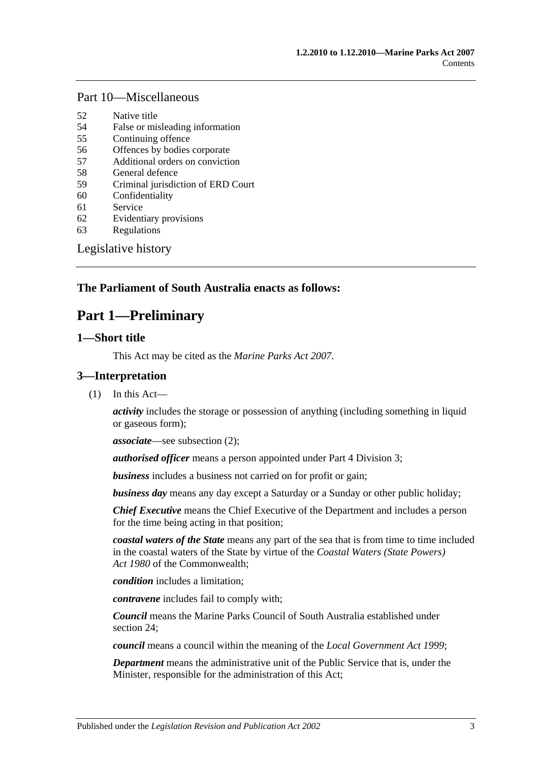## Part 10—Miscellaneous

52 Native title
54 False or misleading information
55 Continuing offence
56 Offences by bodies corporate
57 Additional orders on conviction
58 General defence
59 Criminal jurisdiction of ERD Court
60 Confidentiality
61 Service
62 Evidentiary provisions
63 Regulations

Legislative history

**The Parliament of South Australia enacts as follows:**

# Part 1—Preliminary

## 1—Short title

This Act may be cited as the *Marine Parks Act 2007*.

## 3—Interpretation

(1) In this Act—

***activity*** includes the storage or possession of anything (including something in liquid or gaseous form);

***associate***—see subsection (2);

***authorised officer*** means a person appointed under Part 4 Division 3;

***business*** includes a business not carried on for profit or gain;

***business day*** means any day except a Saturday or a Sunday or other public holiday;

***Chief Executive*** means the Chief Executive of the Department and includes a person for the time being acting in that position;

***coastal waters of the State*** means any part of the sea that is from time to time included in the coastal waters of the State by virtue of the *Coastal Waters (State Powers) Act 1980* of the Commonwealth;

***condition*** includes a limitation;

***contravene*** includes fail to comply with;

***Council*** means the Marine Parks Council of South Australia established under section 24;

***council*** means a council within the meaning of the *Local Government Act 1999*;

***Department*** means the administrative unit of the Public Service that is, under the Minister, responsible for the administration of this Act;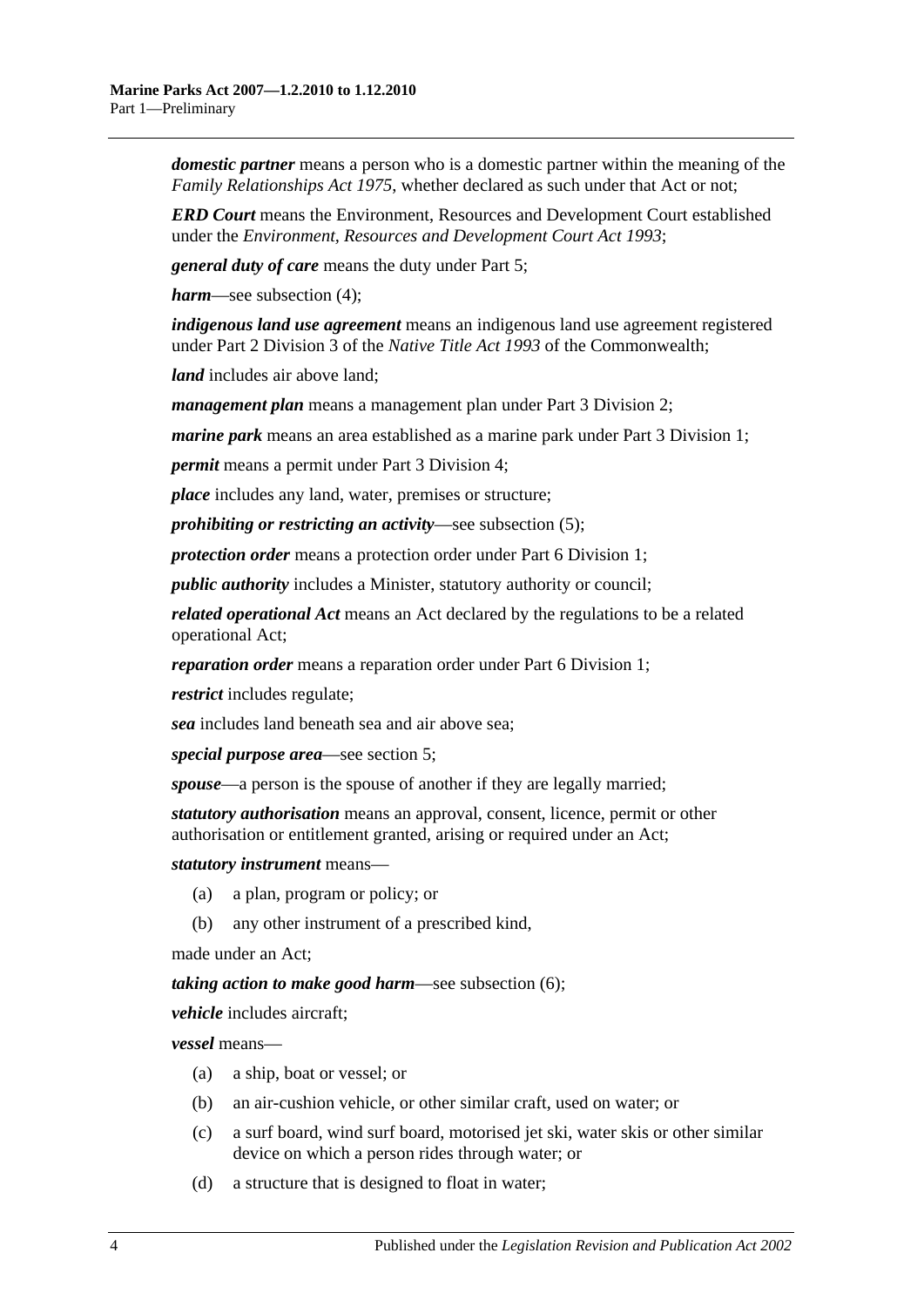***domestic partner*** means a person who is a domestic partner within the meaning of the *Family Relationships Act 1975*, whether declared as such under that Act or not;

***ERD Court*** means the Environment, Resources and Development Court established under the *Environment, Resources and Development Court Act 1993*;

***general duty of care*** means the duty under Part 5;

***harm***—see subsection (4);

***indigenous land use agreement*** means an indigenous land use agreement registered under Part 2 Division 3 of the *Native Title Act 1993* of the Commonwealth;

***land*** includes air above land;

***management plan*** means a management plan under Part 3 Division 2;

***marine park*** means an area established as a marine park under Part 3 Division 1;

***permit*** means a permit under Part 3 Division 4;

***place*** includes any land, water, premises or structure;

***prohibiting or restricting an activity***—see subsection (5);

***protection order*** means a protection order under Part 6 Division 1;

***public authority*** includes a Minister, statutory authority or council;

***related operational Act*** means an Act declared by the regulations to be a related operational Act;

***reparation order*** means a reparation order under Part 6 Division 1;

***restrict*** includes regulate;

***sea*** includes land beneath sea and air above sea;

***special purpose area***—see section 5;

***spouse***—a person is the spouse of another if they are legally married;

***statutory authorisation*** means an approval, consent, licence, permit or other authorisation or entitlement granted, arising or required under an Act;

***statutory instrument*** means—

(a) a plan, program or policy; or

(b) any other instrument of a prescribed kind,

made under an Act;

***taking action to make good harm***—see subsection (6);

***vehicle*** includes aircraft;

***vessel*** means—

(a) a ship, boat or vessel; or

(b) an air-cushion vehicle, or other similar craft, used on water; or

(c) a surf board, wind surf board, motorised jet ski, water skis or other similar device on which a person rides through water; or

(d) a structure that is designed to float in water;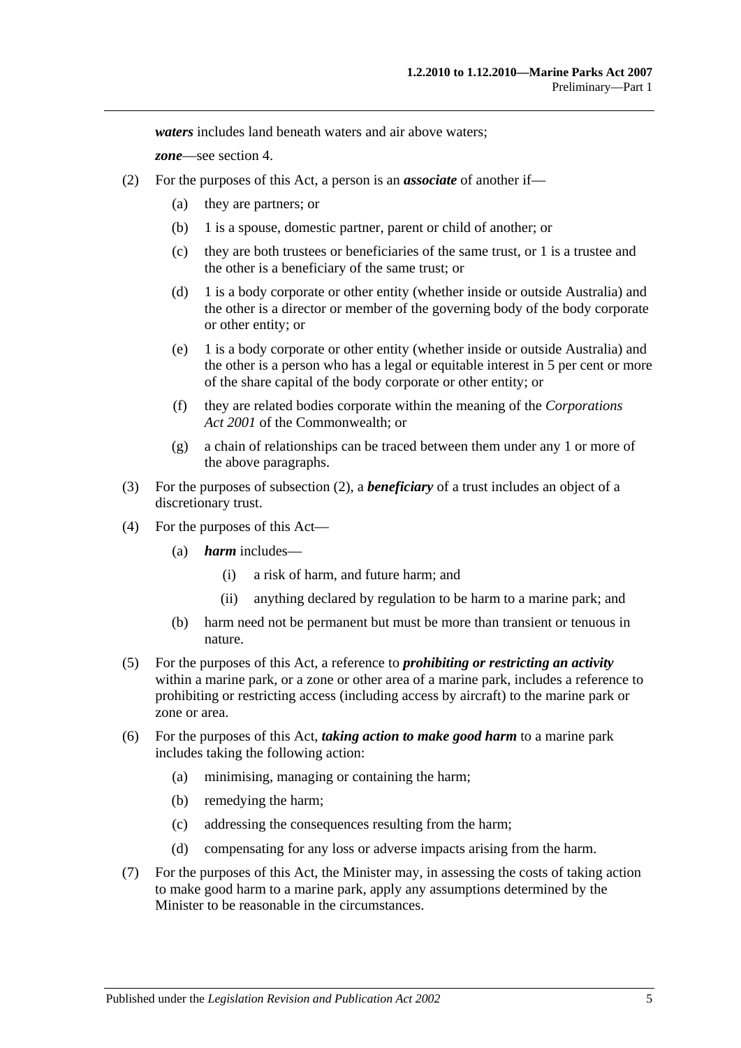***waters*** includes land beneath waters and air above waters;

***zone***—see section 4.

(2) For the purposes of this Act, a person is an ***associate*** of another if—

(a) they are partners; or

(b) 1 is a spouse, domestic partner, parent or child of another; or

(c) they are both trustees or beneficiaries of the same trust, or 1 is a trustee and the other is a beneficiary of the same trust; or

(d) 1 is a body corporate or other entity (whether inside or outside Australia) and the other is a director or member of the governing body of the body corporate or other entity; or

(e) 1 is a body corporate or other entity (whether inside or outside Australia) and the other is a person who has a legal or equitable interest in 5 per cent or more of the share capital of the body corporate or other entity; or

(f) they are related bodies corporate within the meaning of the *Corporations Act 2001* of the Commonwealth; or

(g) a chain of relationships can be traced between them under any 1 or more of the above paragraphs.

(3) For the purposes of subsection (2), a ***beneficiary*** of a trust includes an object of a discretionary trust.

(4) For the purposes of this Act—

(a) ***harm*** includes—

(i) a risk of harm, and future harm; and

(ii) anything declared by regulation to be harm to a marine park; and

(b) harm need not be permanent but must be more than transient or tenuous in nature.

(5) For the purposes of this Act, a reference to ***prohibiting or restricting an activity*** within a marine park, or a zone or other area of a marine park, includes a reference to prohibiting or restricting access (including access by aircraft) to the marine park or zone or area.

(6) For the purposes of this Act, ***taking action to make good harm*** to a marine park includes taking the following action:

(a) minimising, managing or containing the harm;

(b) remedying the harm;

(c) addressing the consequences resulting from the harm;

(d) compensating for any loss or adverse impacts arising from the harm.

(7) For the purposes of this Act, the Minister may, in assessing the costs of taking action to make good harm to a marine park, apply any assumptions determined by the Minister to be reasonable in the circumstances.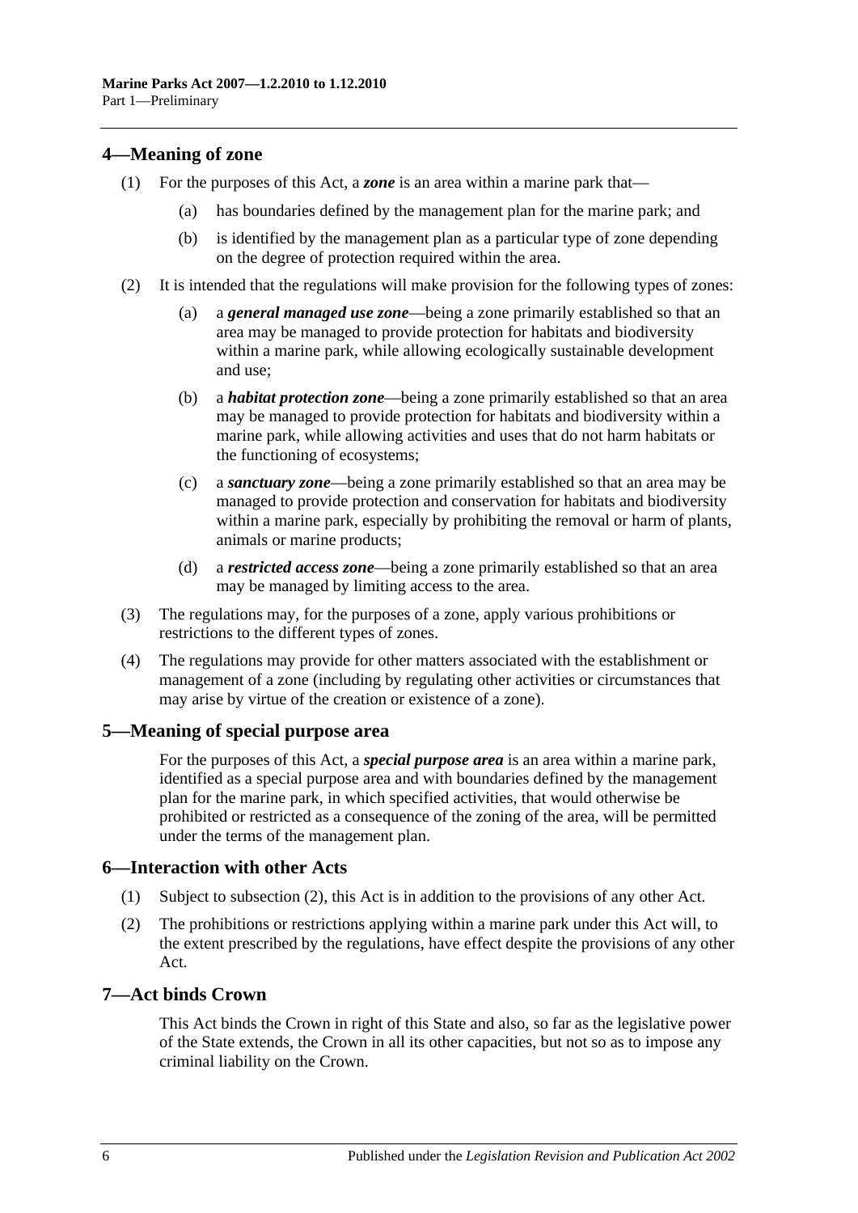## 4—Meaning of zone

(1) For the purposes of this Act, a ***zone*** is an area within a marine park that—

(a) has boundaries defined by the management plan for the marine park; and

(b) is identified by the management plan as a particular type of zone depending on the degree of protection required within the area.

(2) It is intended that the regulations will make provision for the following types of zones:

(a) a ***general managed use zone***—being a zone primarily established so that an area may be managed to provide protection for habitats and biodiversity within a marine park, while allowing ecologically sustainable development and use;

(b) a ***habitat protection zone***—being a zone primarily established so that an area may be managed to provide protection for habitats and biodiversity within a marine park, while allowing activities and uses that do not harm habitats or the functioning of ecosystems;

(c) a ***sanctuary zone***—being a zone primarily established so that an area may be managed to provide protection and conservation for habitats and biodiversity within a marine park, especially by prohibiting the removal or harm of plants, animals or marine products;

(d) a ***restricted access zone***—being a zone primarily established so that an area may be managed by limiting access to the area.

(3) The regulations may, for the purposes of a zone, apply various prohibitions or restrictions to the different types of zones.

(4) The regulations may provide for other matters associated with the establishment or management of a zone (including by regulating other activities or circumstances that may arise by virtue of the creation or existence of a zone).

## 5—Meaning of special purpose area

For the purposes of this Act, a ***special purpose area*** is an area within a marine park, identified as a special purpose area and with boundaries defined by the management plan for the marine park, in which specified activities, that would otherwise be prohibited or restricted as a consequence of the zoning of the area, will be permitted under the terms of the management plan.

## 6—Interaction with other Acts

(1) Subject to subsection (2), this Act is in addition to the provisions of any other Act.

(2) The prohibitions or restrictions applying within a marine park under this Act will, to the extent prescribed by the regulations, have effect despite the provisions of any other Act.

## 7—Act binds Crown

This Act binds the Crown in right of this State and also, so far as the legislative power of the State extends, the Crown in all its other capacities, but not so as to impose any criminal liability on the Crown.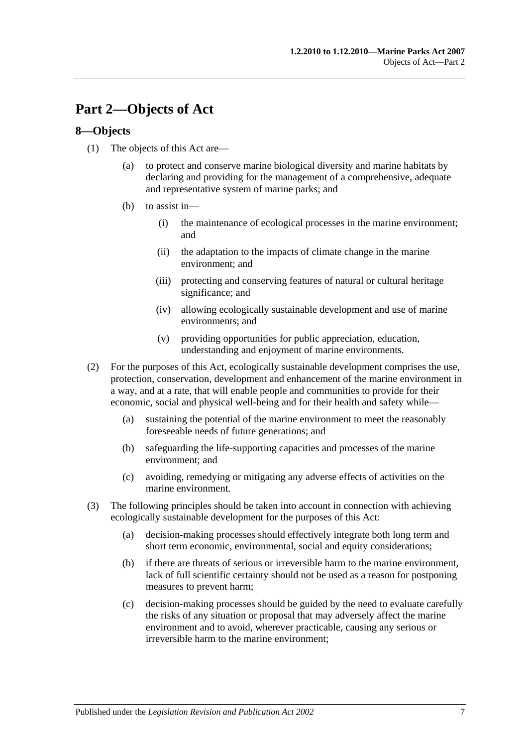# Part 2—Objects of Act

## 8—Objects

(1) The objects of this Act are—

   (a) to protect and conserve marine biological diversity and marine habitats by declaring and providing for the management of a comprehensive, adequate and representative system of marine parks; and

   (b) to assist in—

      (i) the maintenance of ecological processes in the marine environment; and

      (ii) the adaptation to the impacts of climate change in the marine environment; and

      (iii) protecting and conserving features of natural or cultural heritage significance; and

      (iv) allowing ecologically sustainable development and use of marine environments; and

      (v) providing opportunities for public appreciation, education, understanding and enjoyment of marine environments.

(2) For the purposes of this Act, ecologically sustainable development comprises the use, protection, conservation, development and enhancement of the marine environment in a way, and at a rate, that will enable people and communities to provide for their economic, social and physical well-being and for their health and safety while—

   (a) sustaining the potential of the marine environment to meet the reasonably foreseeable needs of future generations; and

   (b) safeguarding the life-supporting capacities and processes of the marine environment; and

   (c) avoiding, remedying or mitigating any adverse effects of activities on the marine environment.

(3) The following principles should be taken into account in connection with achieving ecologically sustainable development for the purposes of this Act:

   (a) decision-making processes should effectively integrate both long term and short term economic, environmental, social and equity considerations;

   (b) if there are threats of serious or irreversible harm to the marine environment, lack of full scientific certainty should not be used as a reason for postponing measures to prevent harm;

   (c) decision-making processes should be guided by the need to evaluate carefully the risks of any situation or proposal that may adversely affect the marine environment and to avoid, wherever practicable, causing any serious or irreversible harm to the marine environment;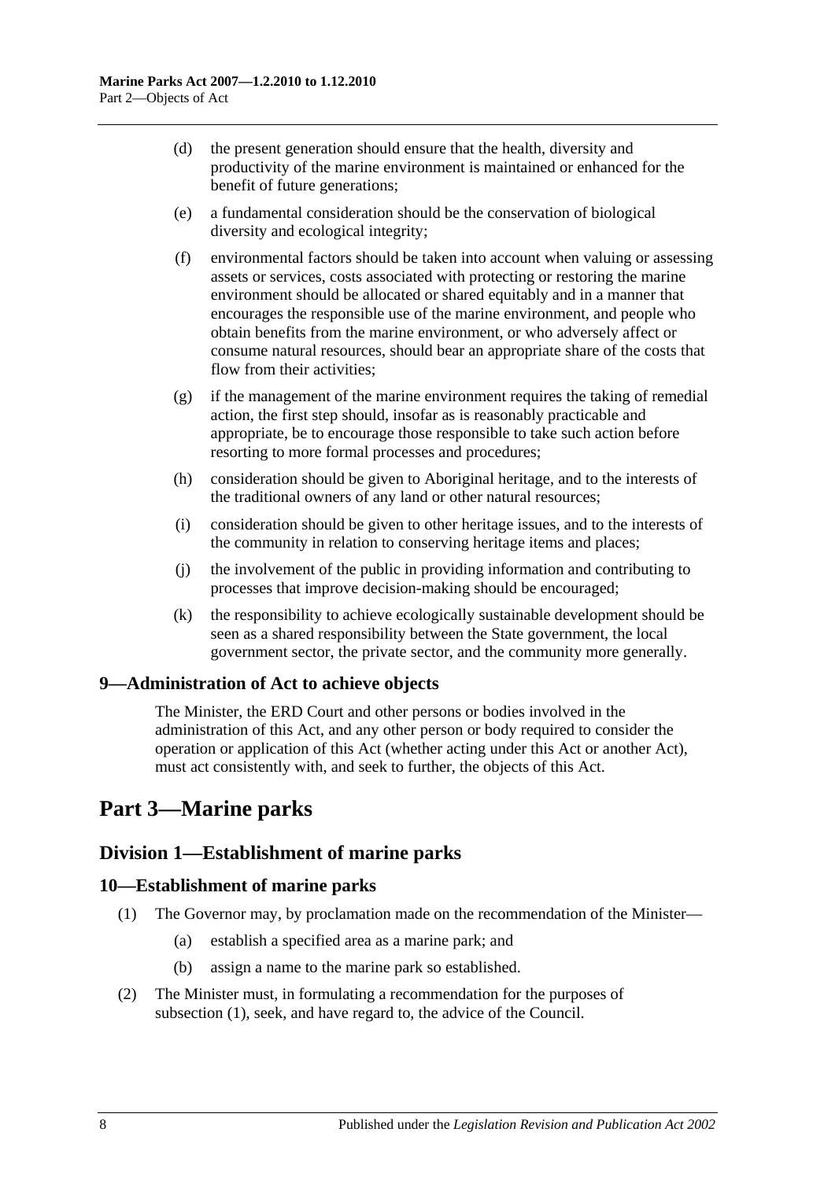(d) the present generation should ensure that the health, diversity and productivity of the marine environment is maintained or enhanced for the benefit of future generations;

(e) a fundamental consideration should be the conservation of biological diversity and ecological integrity;

(f) environmental factors should be taken into account when valuing or assessing assets or services, costs associated with protecting or restoring the marine environment should be allocated or shared equitably and in a manner that encourages the responsible use of the marine environment, and people who obtain benefits from the marine environment, or who adversely affect or consume natural resources, should bear an appropriate share of the costs that flow from their activities;

(g) if the management of the marine environment requires the taking of remedial action, the first step should, insofar as is reasonably practicable and appropriate, be to encourage those responsible to take such action before resorting to more formal processes and procedures;

(h) consideration should be given to Aboriginal heritage, and to the interests of the traditional owners of any land or other natural resources;

(i) consideration should be given to other heritage issues, and to the interests of the community in relation to conserving heritage items and places;

(j) the involvement of the public in providing information and contributing to processes that improve decision-making should be encouraged;

(k) the responsibility to achieve ecologically sustainable development should be seen as a shared responsibility between the State government, the local government sector, the private sector, and the community more generally.

### 9—Administration of Act to achieve objects

The Minister, the ERD Court and other persons or bodies involved in the administration of this Act, and any other person or body required to consider the operation or application of this Act (whether acting under this Act or another Act), must act consistently with, and seek to further, the objects of this Act.

# Part 3—Marine parks

## Division 1—Establishment of marine parks

### 10—Establishment of marine parks

(1) The Governor may, by proclamation made on the recommendation of the Minister—

(a) establish a specified area as a marine park; and

(b) assign a name to the marine park so established.

(2) The Minister must, in formulating a recommendation for the purposes of subsection (1), seek, and have regard to, the advice of the Council.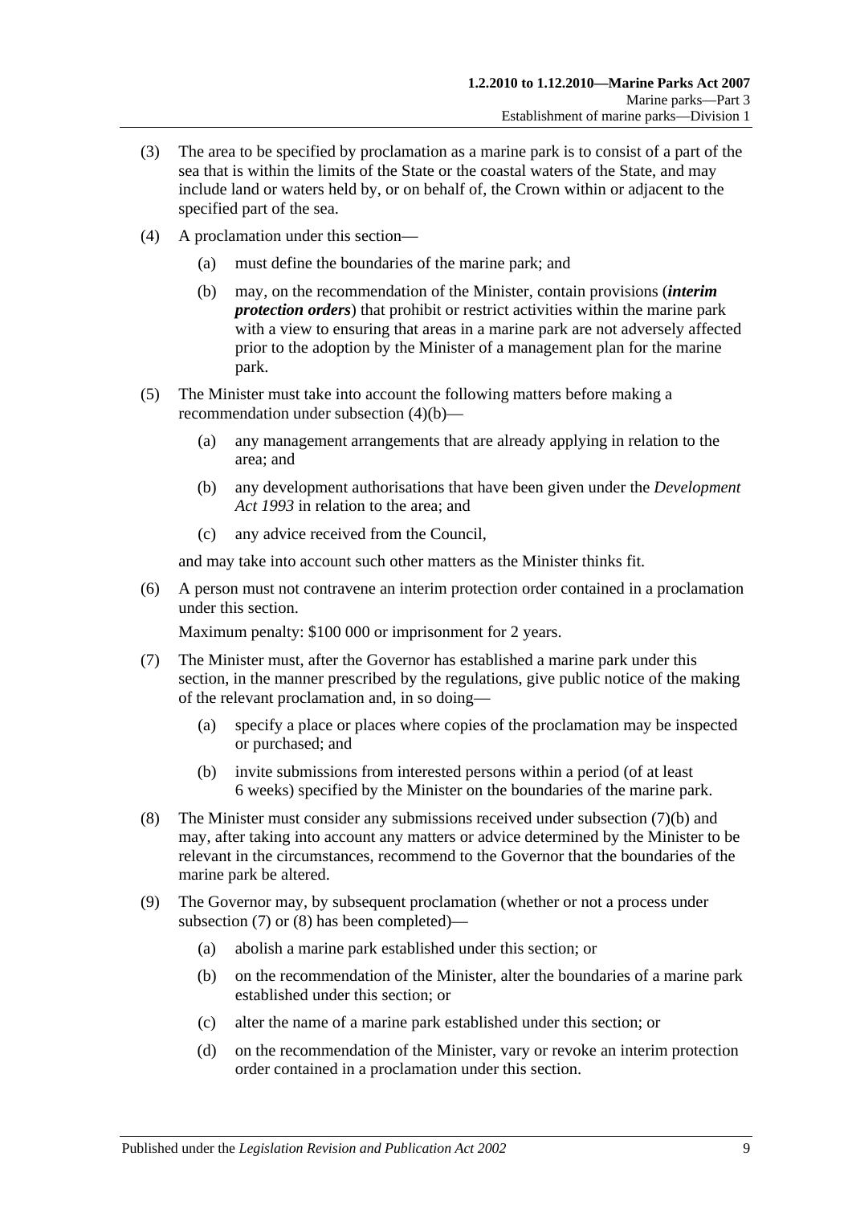(3) The area to be specified by proclamation as a marine park is to consist of a part of the sea that is within the limits of the State or the coastal waters of the State, and may include land or waters held by, or on behalf of, the Crown within or adjacent to the specified part of the sea.

(4) A proclamation under this section—

   (a) must define the boundaries of the marine park; and

   (b) may, on the recommendation of the Minister, contain provisions (***interim protection orders***) that prohibit or restrict activities within the marine park with a view to ensuring that areas in a marine park are not adversely affected prior to the adoption by the Minister of a management plan for the marine park.

(5) The Minister must take into account the following matters before making a recommendation under subsection (4)(b)—

   (a) any management arrangements that are already applying in relation to the area; and

   (b) any development authorisations that have been given under the *Development Act 1993* in relation to the area; and

   (c) any advice received from the Council,

and may take into account such other matters as the Minister thinks fit.

(6) A person must not contravene an interim protection order contained in a proclamation under this section.

Maximum penalty: $100 000 or imprisonment for 2 years.

(7) The Minister must, after the Governor has established a marine park under this section, in the manner prescribed by the regulations, give public notice of the making of the relevant proclamation and, in so doing—

   (a) specify a place or places where copies of the proclamation may be inspected or purchased; and

   (b) invite submissions from interested persons within a period (of at least 6 weeks) specified by the Minister on the boundaries of the marine park.

(8) The Minister must consider any submissions received under subsection (7)(b) and may, after taking into account any matters or advice determined by the Minister to be relevant in the circumstances, recommend to the Governor that the boundaries of the marine park be altered.

(9) The Governor may, by subsequent proclamation (whether or not a process under subsection (7) or (8) has been completed)—

   (a) abolish a marine park established under this section; or

   (b) on the recommendation of the Minister, alter the boundaries of a marine park established under this section; or

   (c) alter the name of a marine park established under this section; or

   (d) on the recommendation of the Minister, vary or revoke an interim protection order contained in a proclamation under this section.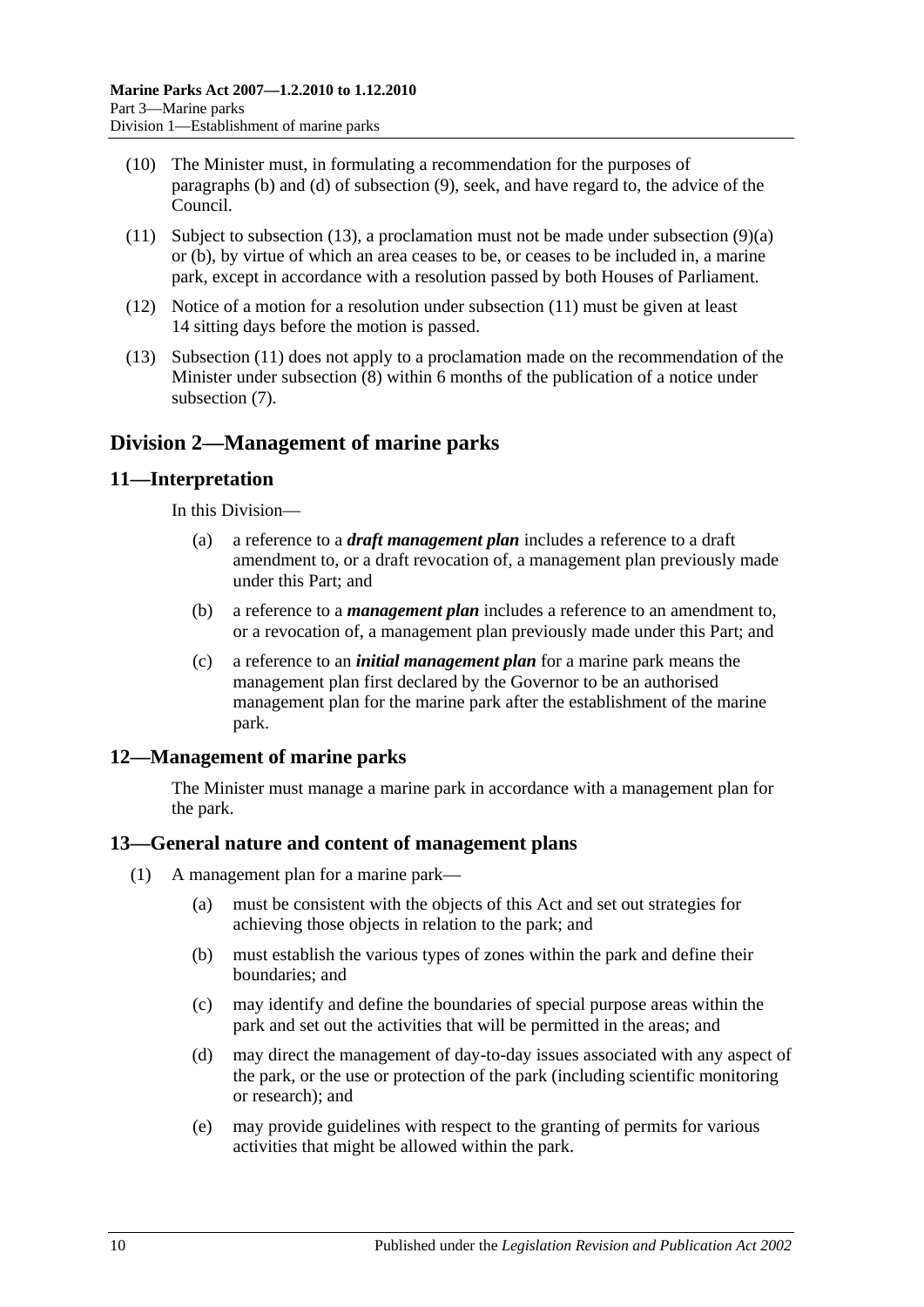(10) The Minister must, in formulating a recommendation for the purposes of paragraphs (b) and (d) of subsection (9), seek, and have regard to, the advice of the Council.

(11) Subject to subsection (13), a proclamation must not be made under subsection (9)(a) or (b), by virtue of which an area ceases to be, or ceases to be included in, a marine park, except in accordance with a resolution passed by both Houses of Parliament.

(12) Notice of a motion for a resolution under subsection (11) must be given at least 14 sitting days before the motion is passed.

(13) Subsection (11) does not apply to a proclamation made on the recommendation of the Minister under subsection (8) within 6 months of the publication of a notice under subsection (7).

## Division 2—Management of marine parks

### 11—Interpretation

In this Division—

(a) a reference to a ***draft management plan*** includes a reference to a draft amendment to, or a draft revocation of, a management plan previously made under this Part; and

(b) a reference to a ***management plan*** includes a reference to an amendment to, or a revocation of, a management plan previously made under this Part; and

(c) a reference to an ***initial management plan*** for a marine park means the management plan first declared by the Governor to be an authorised management plan for the marine park after the establishment of the marine park.

### 12—Management of marine parks

The Minister must manage a marine park in accordance with a management plan for the park.

### 13—General nature and content of management plans

(1) A management plan for a marine park—

(a) must be consistent with the objects of this Act and set out strategies for achieving those objects in relation to the park; and

(b) must establish the various types of zones within the park and define their boundaries; and

(c) may identify and define the boundaries of special purpose areas within the park and set out the activities that will be permitted in the areas; and

(d) may direct the management of day-to-day issues associated with any aspect of the park, or the use or protection of the park (including scientific monitoring or research); and

(e) may provide guidelines with respect to the granting of permits for various activities that might be allowed within the park.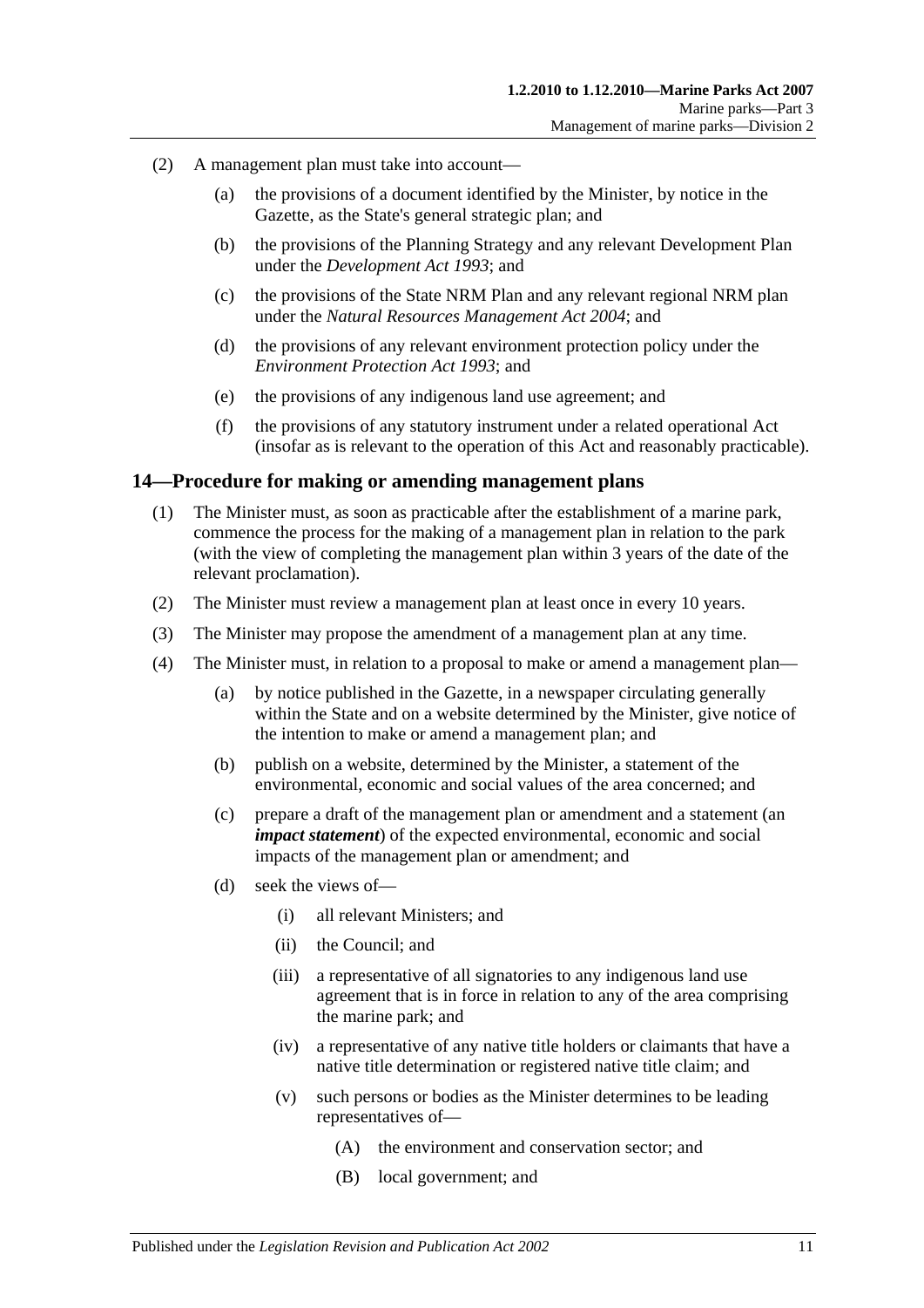(2) A management plan must take into account—

(a) the provisions of a document identified by the Minister, by notice in the Gazette, as the State's general strategic plan; and

(b) the provisions of the Planning Strategy and any relevant Development Plan under the *Development Act 1993*; and

(c) the provisions of the State NRM Plan and any relevant regional NRM plan under the *Natural Resources Management Act 2004*; and

(d) the provisions of any relevant environment protection policy under the *Environment Protection Act 1993*; and

(e) the provisions of any indigenous land use agreement; and

(f) the provisions of any statutory instrument under a related operational Act (insofar as is relevant to the operation of this Act and reasonably practicable).

## 14—Procedure for making or amending management plans

(1) The Minister must, as soon as practicable after the establishment of a marine park, commence the process for the making of a management plan in relation to the park (with the view of completing the management plan within 3 years of the date of the relevant proclamation).

(2) The Minister must review a management plan at least once in every 10 years.

(3) The Minister may propose the amendment of a management plan at any time.

(4) The Minister must, in relation to a proposal to make or amend a management plan—

(a) by notice published in the Gazette, in a newspaper circulating generally within the State and on a website determined by the Minister, give notice of the intention to make or amend a management plan; and

(b) publish on a website, determined by the Minister, a statement of the environmental, economic and social values of the area concerned; and

(c) prepare a draft of the management plan or amendment and a statement (an ***impact statement***) of the expected environmental, economic and social impacts of the management plan or amendment; and

(d) seek the views of—

(i) all relevant Ministers; and

(ii) the Council; and

(iii) a representative of all signatories to any indigenous land use agreement that is in force in relation to any of the area comprising the marine park; and

(iv) a representative of any native title holders or claimants that have a native title determination or registered native title claim; and

(v) such persons or bodies as the Minister determines to be leading representatives of—

(A) the environment and conservation sector; and

(B) local government; and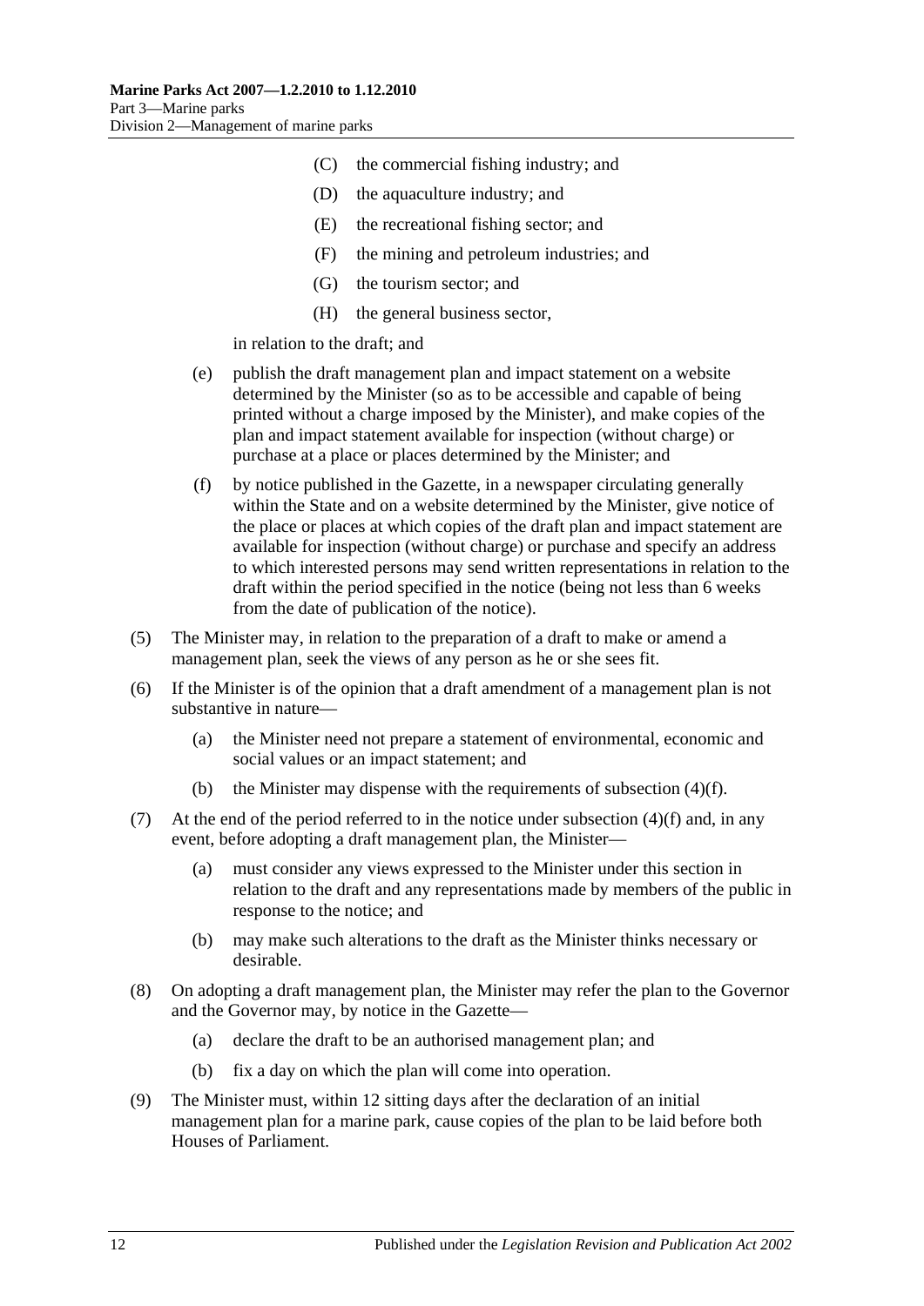(C) the commercial fishing industry; and

(D) the aquaculture industry; and

(E) the recreational fishing sector; and

(F) the mining and petroleum industries; and

(G) the tourism sector; and

(H) the general business sector,

in relation to the draft; and

(e) publish the draft management plan and impact statement on a website determined by the Minister (so as to be accessible and capable of being printed without a charge imposed by the Minister), and make copies of the plan and impact statement available for inspection (without charge) or purchase at a place or places determined by the Minister; and

(f) by notice published in the Gazette, in a newspaper circulating generally within the State and on a website determined by the Minister, give notice of the place or places at which copies of the draft plan and impact statement are available for inspection (without charge) or purchase and specify an address to which interested persons may send written representations in relation to the draft within the period specified in the notice (being not less than 6 weeks from the date of publication of the notice).

(5) The Minister may, in relation to the preparation of a draft to make or amend a management plan, seek the views of any person as he or she sees fit.

(6) If the Minister is of the opinion that a draft amendment of a management plan is not substantive in nature—

(a) the Minister need not prepare a statement of environmental, economic and social values or an impact statement; and

(b) the Minister may dispense with the requirements of subsection (4)(f).

(7) At the end of the period referred to in the notice under subsection (4)(f) and, in any event, before adopting a draft management plan, the Minister—

(a) must consider any views expressed to the Minister under this section in relation to the draft and any representations made by members of the public in response to the notice; and

(b) may make such alterations to the draft as the Minister thinks necessary or desirable.

(8) On adopting a draft management plan, the Minister may refer the plan to the Governor and the Governor may, by notice in the Gazette—

(a) declare the draft to be an authorised management plan; and

(b) fix a day on which the plan will come into operation.

(9) The Minister must, within 12 sitting days after the declaration of an initial management plan for a marine park, cause copies of the plan to be laid before both Houses of Parliament.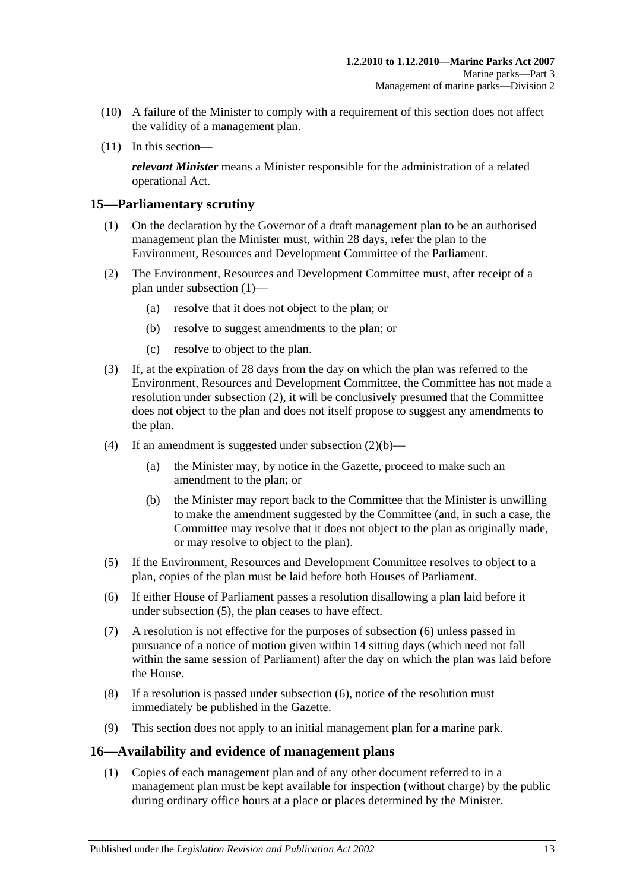(10) A failure of the Minister to comply with a requirement of this section does not affect the validity of a management plan.

(11) In this section—

***relevant Minister*** means a Minister responsible for the administration of a related operational Act.

## 15—Parliamentary scrutiny

(1) On the declaration by the Governor of a draft management plan to be an authorised management plan the Minister must, within 28 days, refer the plan to the Environment, Resources and Development Committee of the Parliament.

(2) The Environment, Resources and Development Committee must, after receipt of a plan under subsection (1)—

- (a) resolve that it does not object to the plan; or
- (b) resolve to suggest amendments to the plan; or
- (c) resolve to object to the plan.

(3) If, at the expiration of 28 days from the day on which the plan was referred to the Environment, Resources and Development Committee, the Committee has not made a resolution under subsection (2), it will be conclusively presumed that the Committee does not object to the plan and does not itself propose to suggest any amendments to the plan.

(4) If an amendment is suggested under subsection (2)(b)—

- (a) the Minister may, by notice in the Gazette, proceed to make such an amendment to the plan; or
- (b) the Minister may report back to the Committee that the Minister is unwilling to make the amendment suggested by the Committee (and, in such a case, the Committee may resolve that it does not object to the plan as originally made, or may resolve to object to the plan).

(5) If the Environment, Resources and Development Committee resolves to object to a plan, copies of the plan must be laid before both Houses of Parliament.

(6) If either House of Parliament passes a resolution disallowing a plan laid before it under subsection (5), the plan ceases to have effect.

(7) A resolution is not effective for the purposes of subsection (6) unless passed in pursuance of a notice of motion given within 14 sitting days (which need not fall within the same session of Parliament) after the day on which the plan was laid before the House.

(8) If a resolution is passed under subsection (6), notice of the resolution must immediately be published in the Gazette.

(9) This section does not apply to an initial management plan for a marine park.

## 16—Availability and evidence of management plans

(1) Copies of each management plan and of any other document referred to in a management plan must be kept available for inspection (without charge) by the public during ordinary office hours at a place or places determined by the Minister.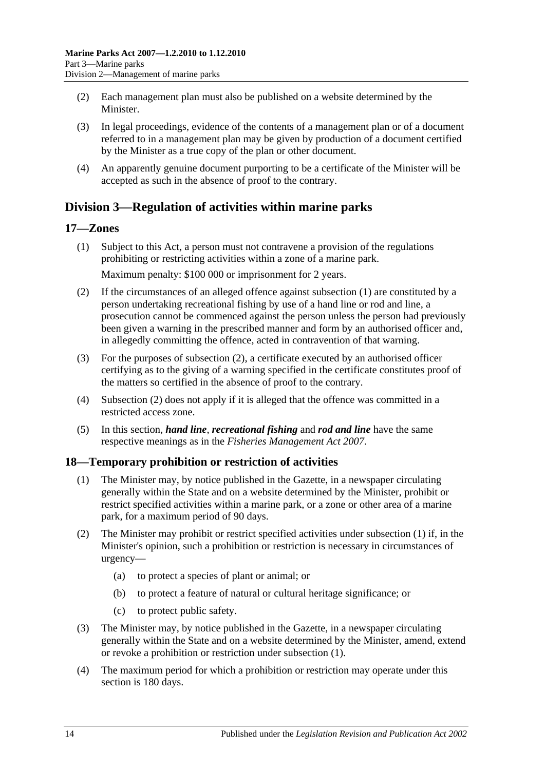(2) Each management plan must also be published on a website determined by the Minister.

(3) In legal proceedings, evidence of the contents of a management plan or of a document referred to in a management plan may be given by production of a document certified by the Minister as a true copy of the plan or other document.

(4) An apparently genuine document purporting to be a certificate of the Minister will be accepted as such in the absence of proof to the contrary.

## Division 3—Regulation of activities within marine parks

### 17—Zones

(1) Subject to this Act, a person must not contravene a provision of the regulations prohibiting or restricting activities within a zone of a marine park.

Maximum penalty: $100 000 or imprisonment for 2 years.

(2) If the circumstances of an alleged offence against subsection (1) are constituted by a person undertaking recreational fishing by use of a hand line or rod and line, a prosecution cannot be commenced against the person unless the person had previously been given a warning in the prescribed manner and form by an authorised officer and, in allegedly committing the offence, acted in contravention of that warning.

(3) For the purposes of subsection (2), a certificate executed by an authorised officer certifying as to the giving of a warning specified in the certificate constitutes proof of the matters so certified in the absence of proof to the contrary.

(4) Subsection (2) does not apply if it is alleged that the offence was committed in a restricted access zone.

(5) In this section, ***hand line***, ***recreational fishing*** and ***rod and line*** have the same respective meanings as in the *Fisheries Management Act 2007*.

### 18—Temporary prohibition or restriction of activities

(1) The Minister may, by notice published in the Gazette, in a newspaper circulating generally within the State and on a website determined by the Minister, prohibit or restrict specified activities within a marine park, or a zone or other area of a marine park, for a maximum period of 90 days.

(2) The Minister may prohibit or restrict specified activities under subsection (1) if, in the Minister's opinion, such a prohibition or restriction is necessary in circumstances of urgency—

(a) to protect a species of plant or animal; or

(b) to protect a feature of natural or cultural heritage significance; or

(c) to protect public safety.

(3) The Minister may, by notice published in the Gazette, in a newspaper circulating generally within the State and on a website determined by the Minister, amend, extend or revoke a prohibition or restriction under subsection (1).

(4) The maximum period for which a prohibition or restriction may operate under this section is 180 days.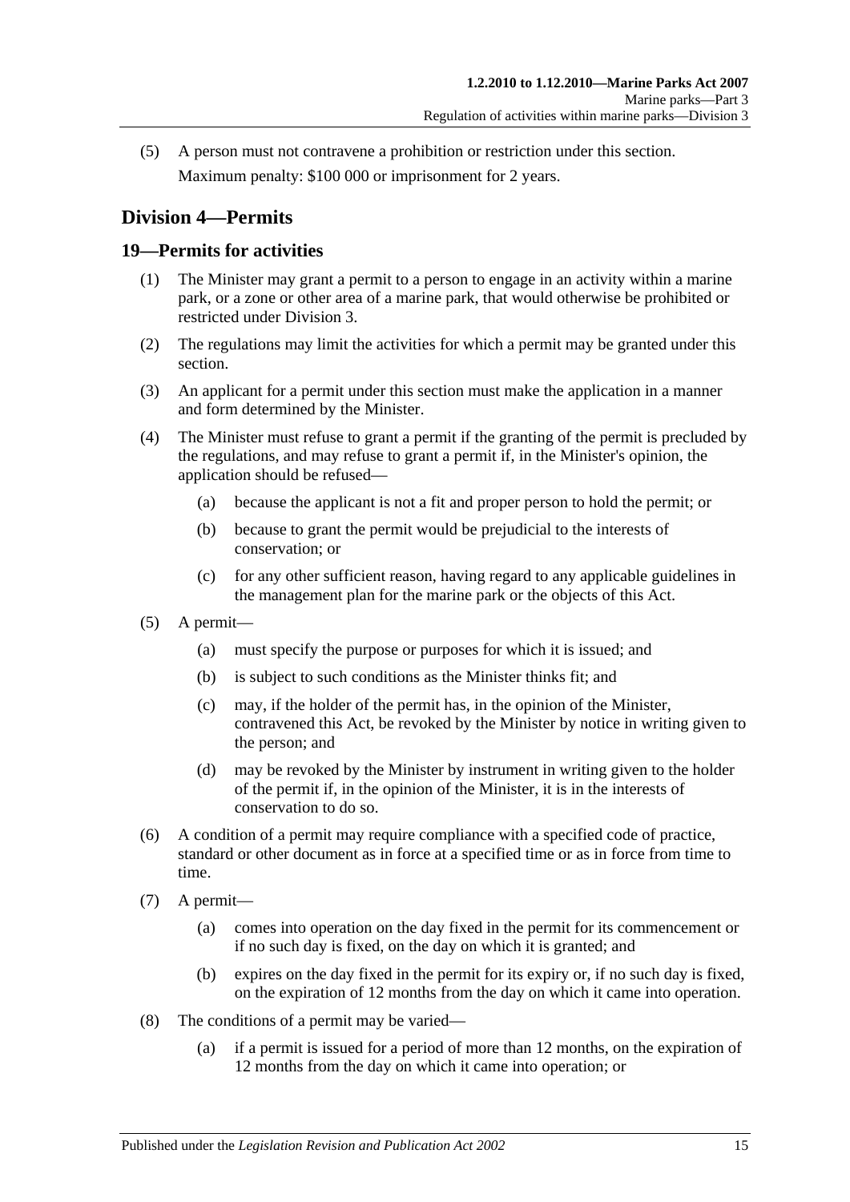(5) A person must not contravene a prohibition or restriction under this section.

Maximum penalty: $100 000 or imprisonment for 2 years.

## Division 4—Permits

### 19—Permits for activities

(1) The Minister may grant a permit to a person to engage in an activity within a marine park, or a zone or other area of a marine park, that would otherwise be prohibited or restricted under Division 3.

(2) The regulations may limit the activities for which a permit may be granted under this section.

(3) An applicant for a permit under this section must make the application in a manner and form determined by the Minister.

(4) The Minister must refuse to grant a permit if the granting of the permit is precluded by the regulations, and may refuse to grant a permit if, in the Minister's opinion, the application should be refused—

- (a) because the applicant is not a fit and proper person to hold the permit; or
- (b) because to grant the permit would be prejudicial to the interests of conservation; or
- (c) for any other sufficient reason, having regard to any applicable guidelines in the management plan for the marine park or the objects of this Act.

(5) A permit—

- (a) must specify the purpose or purposes for which it is issued; and
- (b) is subject to such conditions as the Minister thinks fit; and
- (c) may, if the holder of the permit has, in the opinion of the Minister, contravened this Act, be revoked by the Minister by notice in writing given to the person; and
- (d) may be revoked by the Minister by instrument in writing given to the holder of the permit if, in the opinion of the Minister, it is in the interests of conservation to do so.

(6) A condition of a permit may require compliance with a specified code of practice, standard or other document as in force at a specified time or as in force from time to time.

(7) A permit—

- (a) comes into operation on the day fixed in the permit for its commencement or if no such day is fixed, on the day on which it is granted; and
- (b) expires on the day fixed in the permit for its expiry or, if no such day is fixed, on the expiration of 12 months from the day on which it came into operation.

(8) The conditions of a permit may be varied—

- (a) if a permit is issued for a period of more than 12 months, on the expiration of 12 months from the day on which it came into operation; or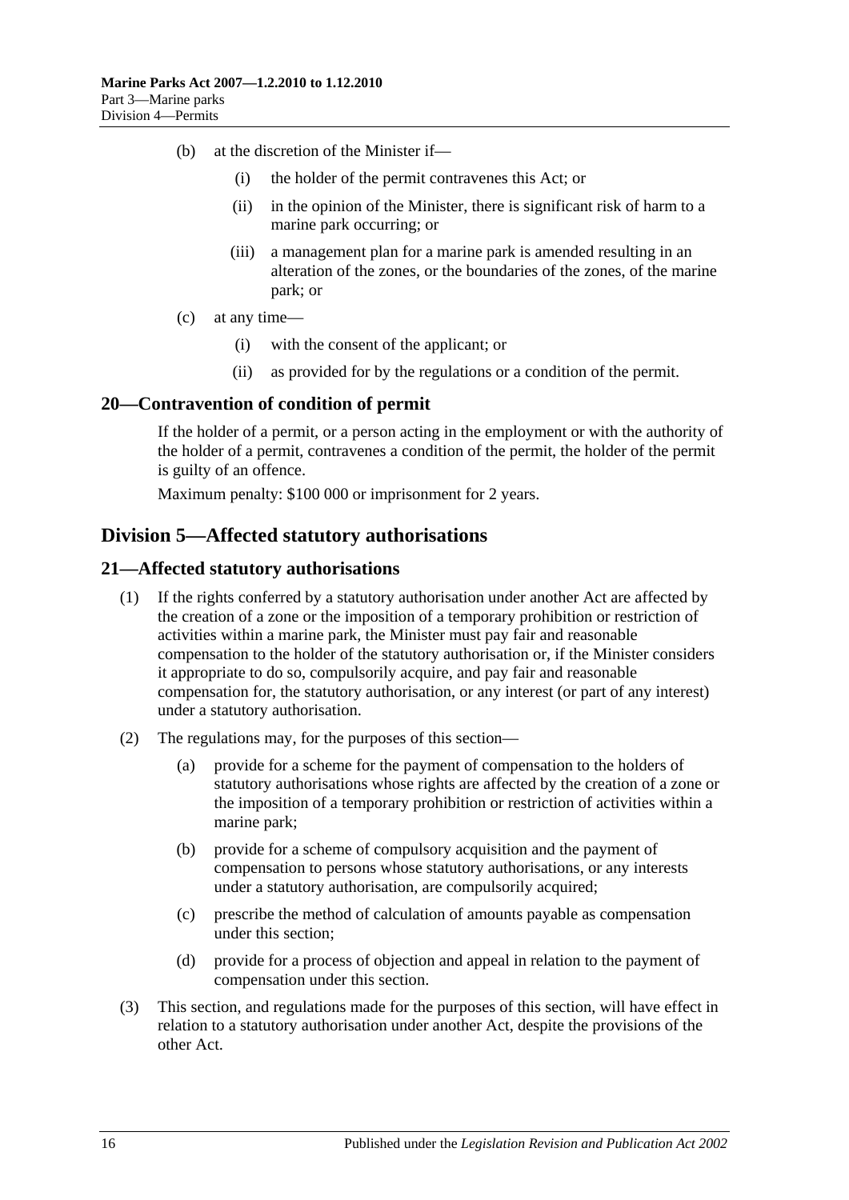(b) at the discretion of the Minister if—

(i) the holder of the permit contravenes this Act; or

(ii) in the opinion of the Minister, there is significant risk of harm to a marine park occurring; or

(iii) a management plan for a marine park is amended resulting in an alteration of the zones, or the boundaries of the zones, of the marine park; or

(c) at any time—

(i) with the consent of the applicant; or

(ii) as provided for by the regulations or a condition of the permit.

### 20—Contravention of condition of permit

If the holder of a permit, or a person acting in the employment or with the authority of the holder of a permit, contravenes a condition of the permit, the holder of the permit is guilty of an offence.

Maximum penalty: $100 000 or imprisonment for 2 years.

## Division 5—Affected statutory authorisations

### 21—Affected statutory authorisations

(1) If the rights conferred by a statutory authorisation under another Act are affected by the creation of a zone or the imposition of a temporary prohibition or restriction of activities within a marine park, the Minister must pay fair and reasonable compensation to the holder of the statutory authorisation or, if the Minister considers it appropriate to do so, compulsorily acquire, and pay fair and reasonable compensation for, the statutory authorisation, or any interest (or part of any interest) under a statutory authorisation.

(2) The regulations may, for the purposes of this section—

(a) provide for a scheme for the payment of compensation to the holders of statutory authorisations whose rights are affected by the creation of a zone or the imposition of a temporary prohibition or restriction of activities within a marine park;

(b) provide for a scheme of compulsory acquisition and the payment of compensation to persons whose statutory authorisations, or any interests under a statutory authorisation, are compulsorily acquired;

(c) prescribe the method of calculation of amounts payable as compensation under this section;

(d) provide for a process of objection and appeal in relation to the payment of compensation under this section.

(3) This section, and regulations made for the purposes of this section, will have effect in relation to a statutory authorisation under another Act, despite the provisions of the other Act.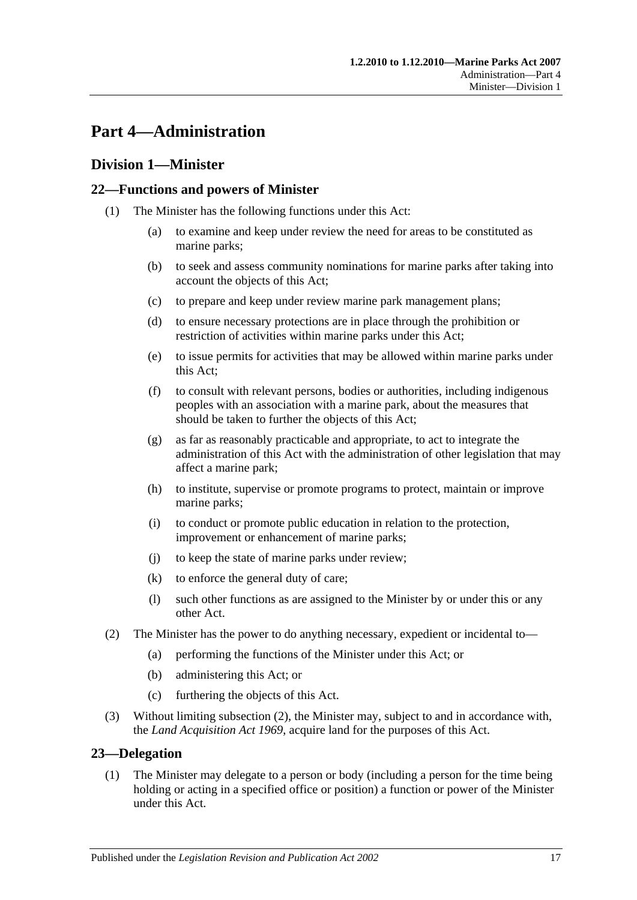# Part 4—Administration

## Division 1—Minister

### 22—Functions and powers of Minister

(1) The Minister has the following functions under this Act:

- (a) to examine and keep under review the need for areas to be constituted as marine parks;
- (b) to seek and assess community nominations for marine parks after taking into account the objects of this Act;
- (c) to prepare and keep under review marine park management plans;
- (d) to ensure necessary protections are in place through the prohibition or restriction of activities within marine parks under this Act;
- (e) to issue permits for activities that may be allowed within marine parks under this Act;
- (f) to consult with relevant persons, bodies or authorities, including indigenous peoples with an association with a marine park, about the measures that should be taken to further the objects of this Act;
- (g) as far as reasonably practicable and appropriate, to act to integrate the administration of this Act with the administration of other legislation that may affect a marine park;
- (h) to institute, supervise or promote programs to protect, maintain or improve marine parks;
- (i) to conduct or promote public education in relation to the protection, improvement or enhancement of marine parks;
- (j) to keep the state of marine parks under review;
- (k) to enforce the general duty of care;
- (l) such other functions as are assigned to the Minister by or under this or any other Act.

(2) The Minister has the power to do anything necessary, expedient or incidental to—

- (a) performing the functions of the Minister under this Act; or
- (b) administering this Act; or
- (c) furthering the objects of this Act.

(3) Without limiting subsection (2), the Minister may, subject to and in accordance with, the *Land Acquisition Act 1969*, acquire land for the purposes of this Act.

### 23—Delegation

(1) The Minister may delegate to a person or body (including a person for the time being holding or acting in a specified office or position) a function or power of the Minister under this Act.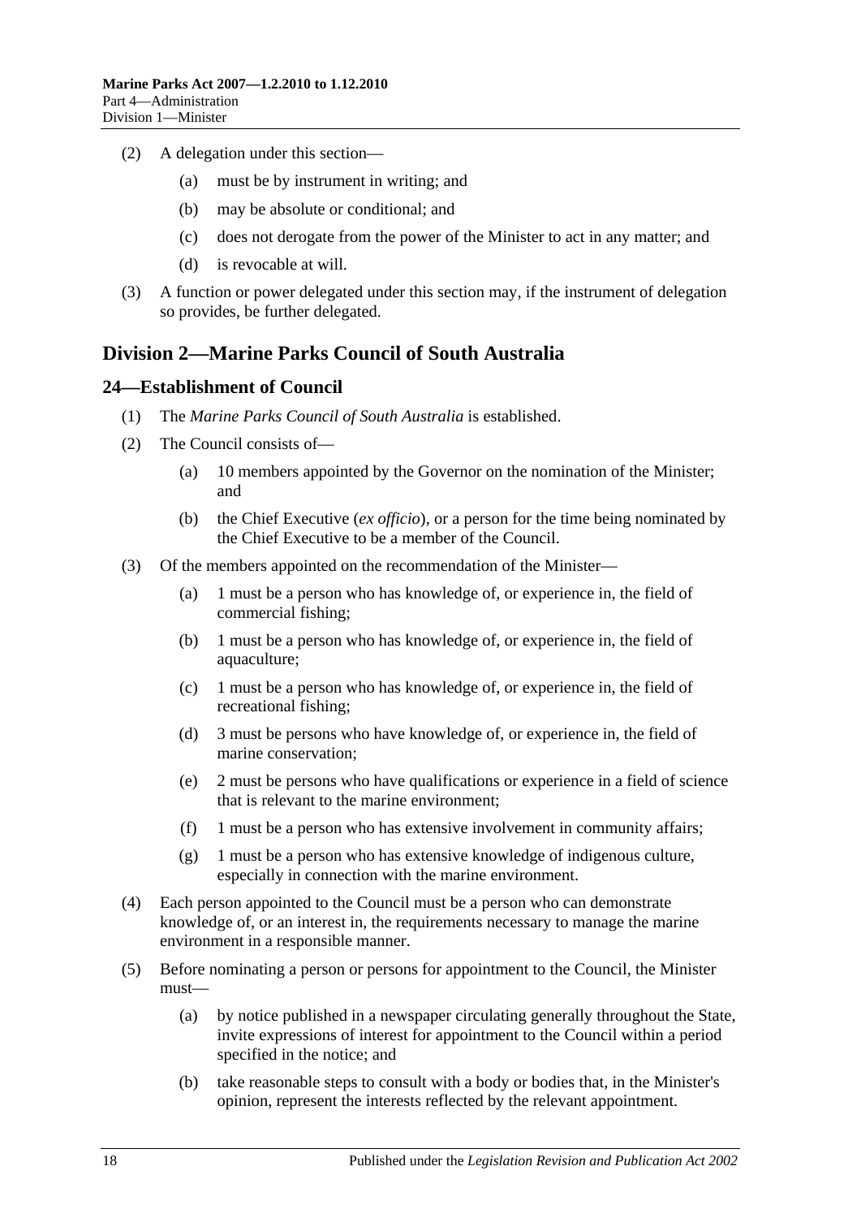(2) A delegation under this section—

(a) must be by instrument in writing; and

(b) may be absolute or conditional; and

(c) does not derogate from the power of the Minister to act in any matter; and

(d) is revocable at will.

(3) A function or power delegated under this section may, if the instrument of delegation so provides, be further delegated.

## Division 2—Marine Parks Council of South Australia

### 24—Establishment of Council

(1) The *Marine Parks Council of South Australia* is established.

(2) The Council consists of—

(a) 10 members appointed by the Governor on the nomination of the Minister; and

(b) the Chief Executive (*ex officio*), or a person for the time being nominated by the Chief Executive to be a member of the Council.

(3) Of the members appointed on the recommendation of the Minister—

(a) 1 must be a person who has knowledge of, or experience in, the field of commercial fishing;

(b) 1 must be a person who has knowledge of, or experience in, the field of aquaculture;

(c) 1 must be a person who has knowledge of, or experience in, the field of recreational fishing;

(d) 3 must be persons who have knowledge of, or experience in, the field of marine conservation;

(e) 2 must be persons who have qualifications or experience in a field of science that is relevant to the marine environment;

(f) 1 must be a person who has extensive involvement in community affairs;

(g) 1 must be a person who has extensive knowledge of indigenous culture, especially in connection with the marine environment.

(4) Each person appointed to the Council must be a person who can demonstrate knowledge of, or an interest in, the requirements necessary to manage the marine environment in a responsible manner.

(5) Before nominating a person or persons for appointment to the Council, the Minister must—

(a) by notice published in a newspaper circulating generally throughout the State, invite expressions of interest for appointment to the Council within a period specified in the notice; and

(b) take reasonable steps to consult with a body or bodies that, in the Minister's opinion, represent the interests reflected by the relevant appointment.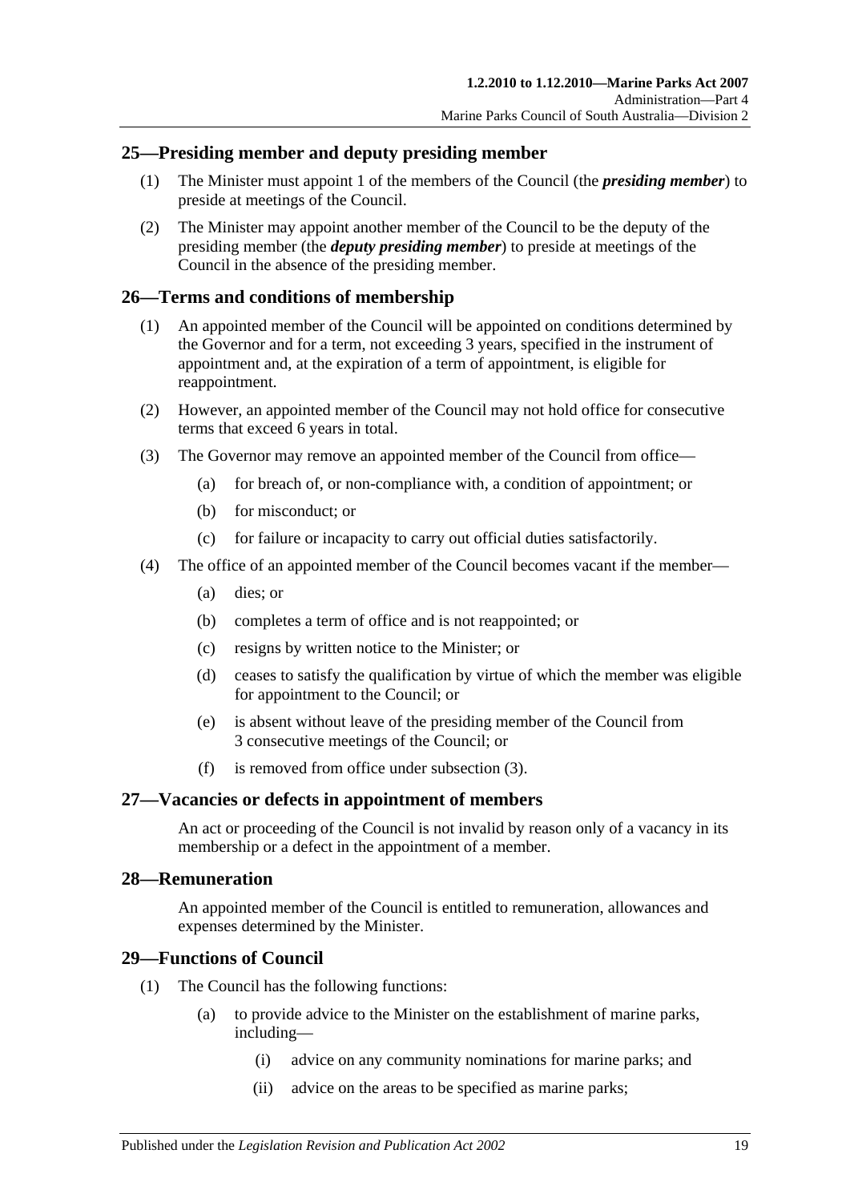## 25—Presiding member and deputy presiding member

(1) The Minister must appoint 1 of the members of the Council (the ***presiding member***) to preside at meetings of the Council.

(2) The Minister may appoint another member of the Council to be the deputy of the presiding member (the ***deputy presiding member***) to preside at meetings of the Council in the absence of the presiding member.

## 26—Terms and conditions of membership

(1) An appointed member of the Council will be appointed on conditions determined by the Governor and for a term, not exceeding 3 years, specified in the instrument of appointment and, at the expiration of a term of appointment, is eligible for reappointment.

(2) However, an appointed member of the Council may not hold office for consecutive terms that exceed 6 years in total.

(3) The Governor may remove an appointed member of the Council from office—

- (a) for breach of, or non-compliance with, a condition of appointment; or
- (b) for misconduct; or
- (c) for failure or incapacity to carry out official duties satisfactorily.

(4) The office of an appointed member of the Council becomes vacant if the member—

- (a) dies; or
- (b) completes a term of office and is not reappointed; or
- (c) resigns by written notice to the Minister; or
- (d) ceases to satisfy the qualification by virtue of which the member was eligible for appointment to the Council; or
- (e) is absent without leave of the presiding member of the Council from 3 consecutive meetings of the Council; or
- (f) is removed from office under subsection (3).

## 27—Vacancies or defects in appointment of members

An act or proceeding of the Council is not invalid by reason only of a vacancy in its membership or a defect in the appointment of a member.

## 28—Remuneration

An appointed member of the Council is entitled to remuneration, allowances and expenses determined by the Minister.

## 29—Functions of Council

(1) The Council has the following functions:

- (a) to provide advice to the Minister on the establishment of marine parks, including—
  - (i) advice on any community nominations for marine parks; and
  - (ii) advice on the areas to be specified as marine parks;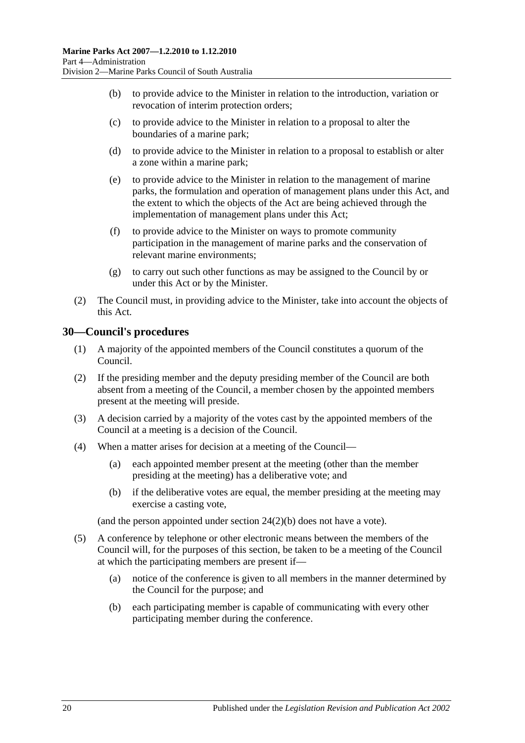(b) to provide advice to the Minister in relation to the introduction, variation or revocation of interim protection orders;

(c) to provide advice to the Minister in relation to a proposal to alter the boundaries of a marine park;

(d) to provide advice to the Minister in relation to a proposal to establish or alter a zone within a marine park;

(e) to provide advice to the Minister in relation to the management of marine parks, the formulation and operation of management plans under this Act, and the extent to which the objects of the Act are being achieved through the implementation of management plans under this Act;

(f) to provide advice to the Minister on ways to promote community participation in the management of marine parks and the conservation of relevant marine environments;

(g) to carry out such other functions as may be assigned to the Council by or under this Act or by the Minister.

(2) The Council must, in providing advice to the Minister, take into account the objects of this Act.

## 30—Council's procedures

(1) A majority of the appointed members of the Council constitutes a quorum of the Council.

(2) If the presiding member and the deputy presiding member of the Council are both absent from a meeting of the Council, a member chosen by the appointed members present at the meeting will preside.

(3) A decision carried by a majority of the votes cast by the appointed members of the Council at a meeting is a decision of the Council.

(4) When a matter arises for decision at a meeting of the Council—

(a) each appointed member present at the meeting (other than the member presiding at the meeting) has a deliberative vote; and

(b) if the deliberative votes are equal, the member presiding at the meeting may exercise a casting vote,

(and the person appointed under section 24(2)(b) does not have a vote).

(5) A conference by telephone or other electronic means between the members of the Council will, for the purposes of this section, be taken to be a meeting of the Council at which the participating members are present if—

(a) notice of the conference is given to all members in the manner determined by the Council for the purpose; and

(b) each participating member is capable of communicating with every other participating member during the conference.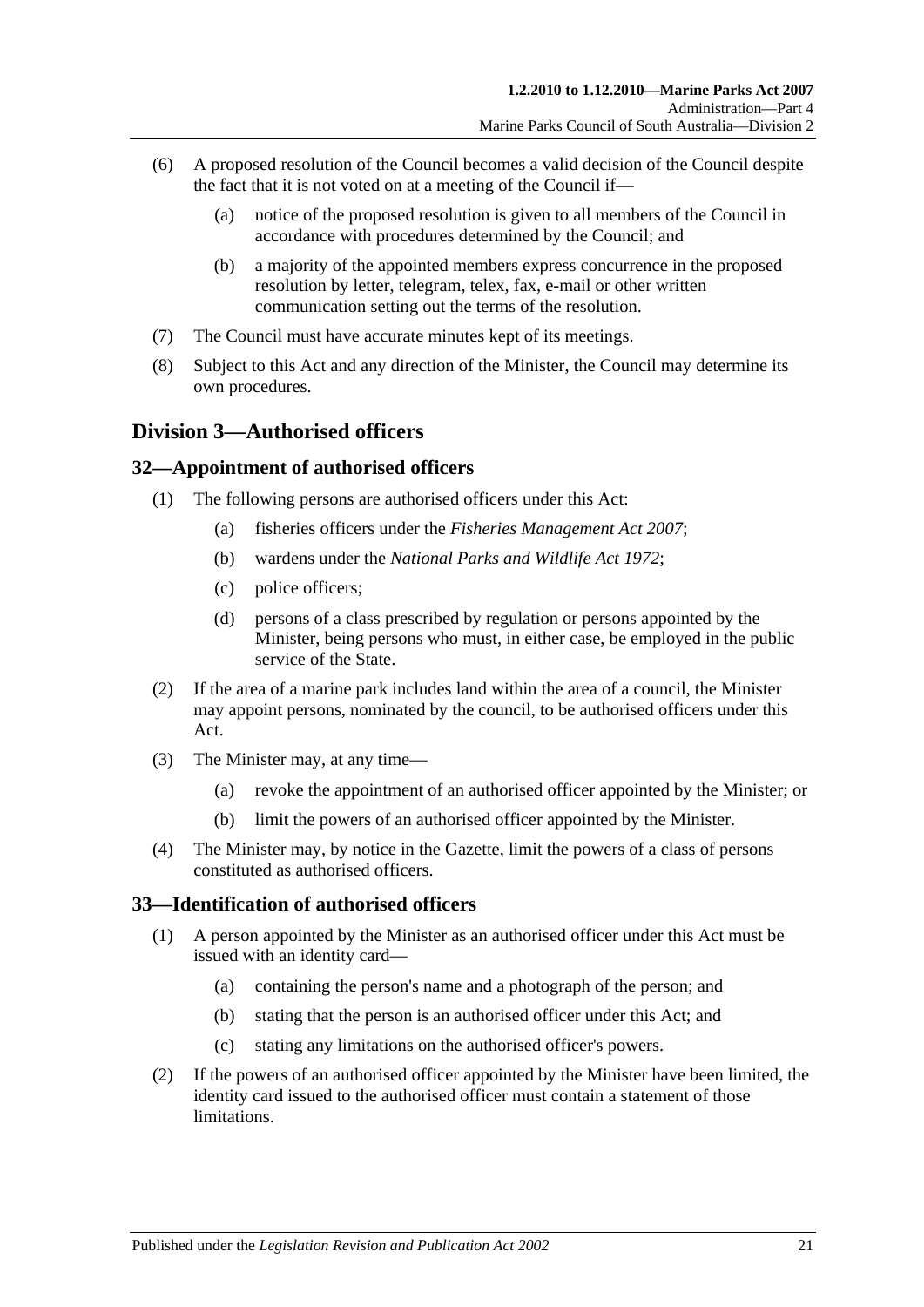(6) A proposed resolution of the Council becomes a valid decision of the Council despite the fact that it is not voted on at a meeting of the Council if—

  (a) notice of the proposed resolution is given to all members of the Council in accordance with procedures determined by the Council; and

  (b) a majority of the appointed members express concurrence in the proposed resolution by letter, telegram, telex, fax, e-mail or other written communication setting out the terms of the resolution.

(7) The Council must have accurate minutes kept of its meetings.

(8) Subject to this Act and any direction of the Minister, the Council may determine its own procedures.

## Division 3—Authorised officers

### 32—Appointment of authorised officers

(1) The following persons are authorised officers under this Act:

  (a) fisheries officers under the *Fisheries Management Act 2007*;

  (b) wardens under the *National Parks and Wildlife Act 1972*;

  (c) police officers;

  (d) persons of a class prescribed by regulation or persons appointed by the Minister, being persons who must, in either case, be employed in the public service of the State.

(2) If the area of a marine park includes land within the area of a council, the Minister may appoint persons, nominated by the council, to be authorised officers under this Act.

(3) The Minister may, at any time—

  (a) revoke the appointment of an authorised officer appointed by the Minister; or

  (b) limit the powers of an authorised officer appointed by the Minister.

(4) The Minister may, by notice in the Gazette, limit the powers of a class of persons constituted as authorised officers.

### 33—Identification of authorised officers

(1) A person appointed by the Minister as an authorised officer under this Act must be issued with an identity card—

  (a) containing the person's name and a photograph of the person; and

  (b) stating that the person is an authorised officer under this Act; and

  (c) stating any limitations on the authorised officer's powers.

(2) If the powers of an authorised officer appointed by the Minister have been limited, the identity card issued to the authorised officer must contain a statement of those limitations.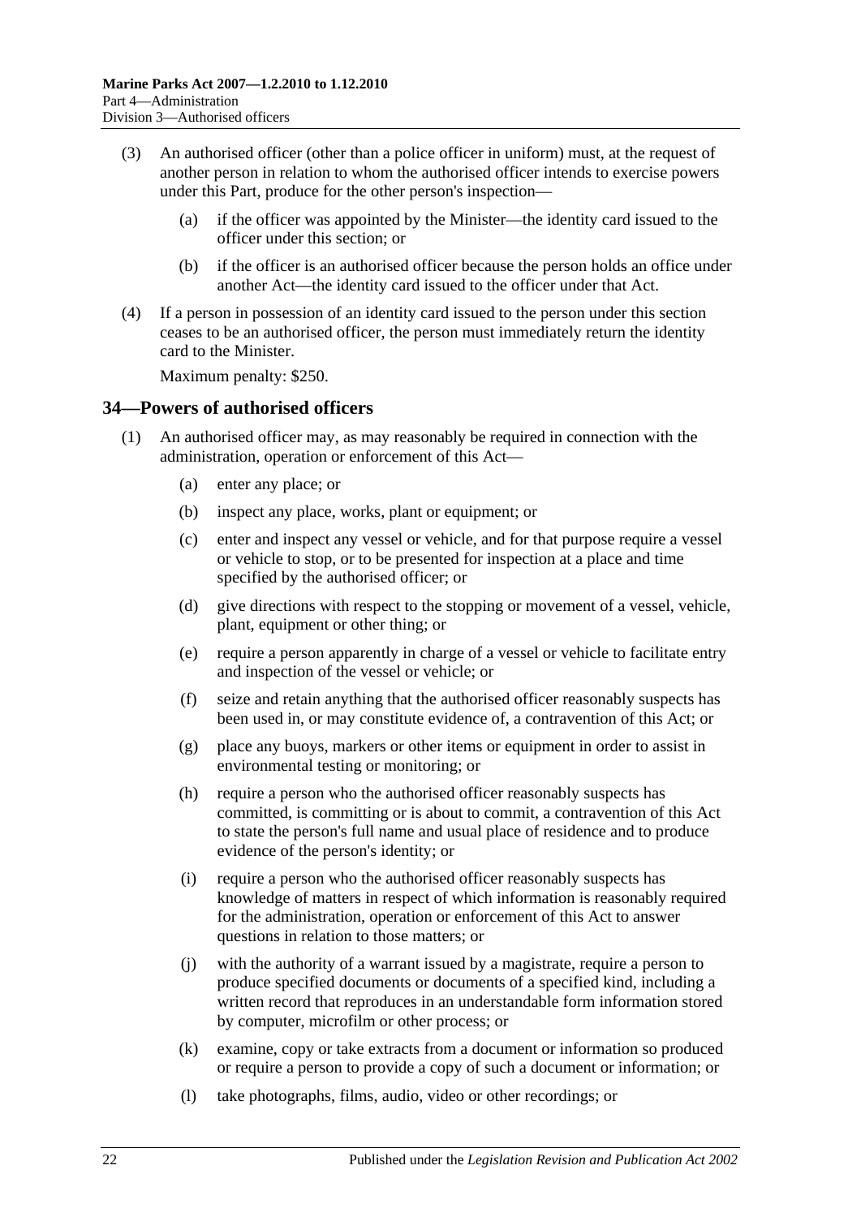(3) An authorised officer (other than a police officer in uniform) must, at the request of another person in relation to whom the authorised officer intends to exercise powers under this Part, produce for the other person's inspection—

(a) if the officer was appointed by the Minister—the identity card issued to the officer under this section; or

(b) if the officer is an authorised officer because the person holds an office under another Act—the identity card issued to the officer under that Act.

(4) If a person in possession of an identity card issued to the person under this section ceases to be an authorised officer, the person must immediately return the identity card to the Minister.

Maximum penalty: $250.

## 34—Powers of authorised officers

(1) An authorised officer may, as may reasonably be required in connection with the administration, operation or enforcement of this Act—

(a) enter any place; or

(b) inspect any place, works, plant or equipment; or

(c) enter and inspect any vessel or vehicle, and for that purpose require a vessel or vehicle to stop, or to be presented for inspection at a place and time specified by the authorised officer; or

(d) give directions with respect to the stopping or movement of a vessel, vehicle, plant, equipment or other thing; or

(e) require a person apparently in charge of a vessel or vehicle to facilitate entry and inspection of the vessel or vehicle; or

(f) seize and retain anything that the authorised officer reasonably suspects has been used in, or may constitute evidence of, a contravention of this Act; or

(g) place any buoys, markers or other items or equipment in order to assist in environmental testing or monitoring; or

(h) require a person who the authorised officer reasonably suspects has committed, is committing or is about to commit, a contravention of this Act to state the person's full name and usual place of residence and to produce evidence of the person's identity; or

(i) require a person who the authorised officer reasonably suspects has knowledge of matters in respect of which information is reasonably required for the administration, operation or enforcement of this Act to answer questions in relation to those matters; or

(j) with the authority of a warrant issued by a magistrate, require a person to produce specified documents or documents of a specified kind, including a written record that reproduces in an understandable form information stored by computer, microfilm or other process; or

(k) examine, copy or take extracts from a document or information so produced or require a person to provide a copy of such a document or information; or

(l) take photographs, films, audio, video or other recordings; or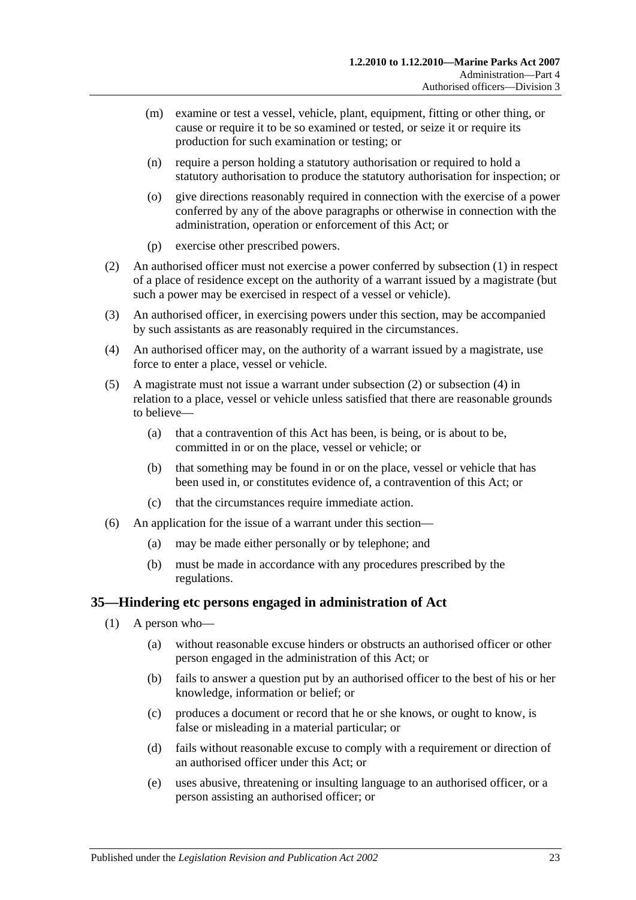(m) examine or test a vessel, vehicle, plant, equipment, fitting or other thing, or cause or require it to be so examined or tested, or seize it or require its production for such examination or testing; or

(n) require a person holding a statutory authorisation or required to hold a statutory authorisation to produce the statutory authorisation for inspection; or

(o) give directions reasonably required in connection with the exercise of a power conferred by any of the above paragraphs or otherwise in connection with the administration, operation or enforcement of this Act; or

(p) exercise other prescribed powers.

(2) An authorised officer must not exercise a power conferred by subsection (1) in respect of a place of residence except on the authority of a warrant issued by a magistrate (but such a power may be exercised in respect of a vessel or vehicle).

(3) An authorised officer, in exercising powers under this section, may be accompanied by such assistants as are reasonably required in the circumstances.

(4) An authorised officer may, on the authority of a warrant issued by a magistrate, use force to enter a place, vessel or vehicle.

(5) A magistrate must not issue a warrant under subsection (2) or subsection (4) in relation to a place, vessel or vehicle unless satisfied that there are reasonable grounds to believe—

(a) that a contravention of this Act has been, is being, or is about to be, committed in or on the place, vessel or vehicle; or

(b) that something may be found in or on the place, vessel or vehicle that has been used in, or constitutes evidence of, a contravention of this Act; or

(c) that the circumstances require immediate action.

(6) An application for the issue of a warrant under this section—

(a) may be made either personally or by telephone; and

(b) must be made in accordance with any procedures prescribed by the regulations.

## 35—Hindering etc persons engaged in administration of Act

(1) A person who—

(a) without reasonable excuse hinders or obstructs an authorised officer or other person engaged in the administration of this Act; or

(b) fails to answer a question put by an authorised officer to the best of his or her knowledge, information or belief; or

(c) produces a document or record that he or she knows, or ought to know, is false or misleading in a material particular; or

(d) fails without reasonable excuse to comply with a requirement or direction of an authorised officer under this Act; or

(e) uses abusive, threatening or insulting language to an authorised officer, or a person assisting an authorised officer; or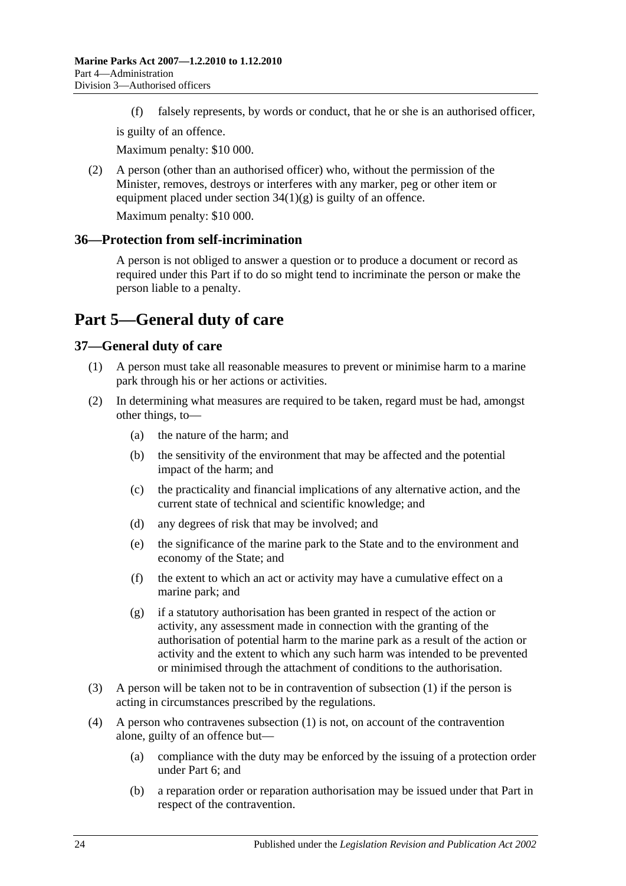(f) falsely represents, by words or conduct, that he or she is an authorised officer,

is guilty of an offence.

Maximum penalty: $10 000.

(2) A person (other than an authorised officer) who, without the permission of the Minister, removes, destroys or interferes with any marker, peg or other item or equipment placed under section 34(1)(g) is guilty of an offence.

Maximum penalty: $10 000.

### 36—Protection from self-incrimination

A person is not obliged to answer a question or to produce a document or record as required under this Part if to do so might tend to incriminate the person or make the person liable to a penalty.

## Part 5—General duty of care

### 37—General duty of care

(1) A person must take all reasonable measures to prevent or minimise harm to a marine park through his or her actions or activities.

(2) In determining what measures are required to be taken, regard must be had, amongst other things, to—

(a) the nature of the harm; and

(b) the sensitivity of the environment that may be affected and the potential impact of the harm; and

(c) the practicality and financial implications of any alternative action, and the current state of technical and scientific knowledge; and

(d) any degrees of risk that may be involved; and

(e) the significance of the marine park to the State and to the environment and economy of the State; and

(f) the extent to which an act or activity may have a cumulative effect on a marine park; and

(g) if a statutory authorisation has been granted in respect of the action or activity, any assessment made in connection with the granting of the authorisation of potential harm to the marine park as a result of the action or activity and the extent to which any such harm was intended to be prevented or minimised through the attachment of conditions to the authorisation.

(3) A person will be taken not to be in contravention of subsection (1) if the person is acting in circumstances prescribed by the regulations.

(4) A person who contravenes subsection (1) is not, on account of the contravention alone, guilty of an offence but—

(a) compliance with the duty may be enforced by the issuing of a protection order under Part 6; and

(b) a reparation order or reparation authorisation may be issued under that Part in respect of the contravention.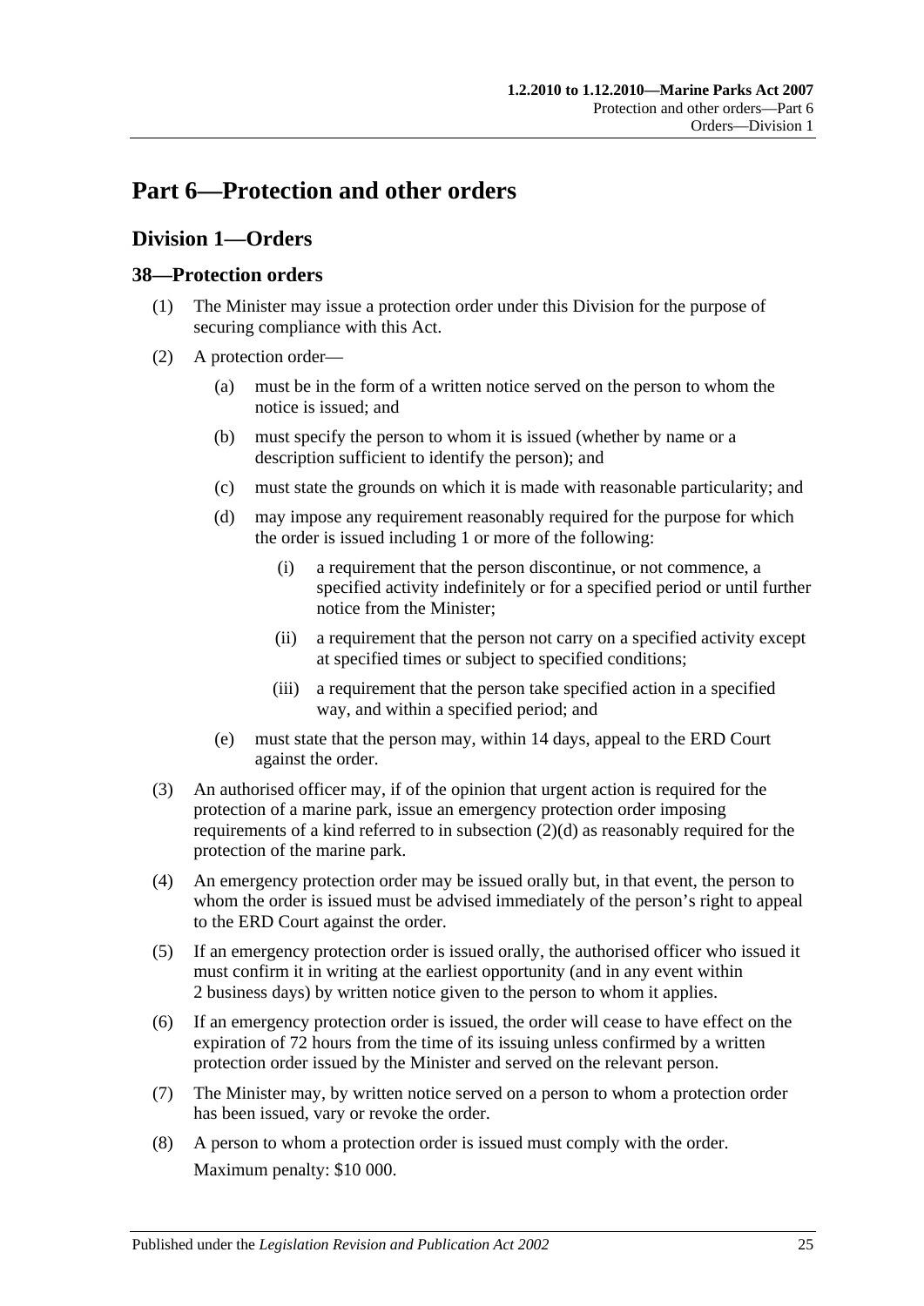# Part 6—Protection and other orders

## Division 1—Orders

### 38—Protection orders

(1) The Minister may issue a protection order under this Division for the purpose of securing compliance with this Act.

(2) A protection order—

   (a) must be in the form of a written notice served on the person to whom the notice is issued; and

   (b) must specify the person to whom it is issued (whether by name or a description sufficient to identify the person); and

   (c) must state the grounds on which it is made with reasonable particularity; and

   (d) may impose any requirement reasonably required for the purpose for which the order is issued including 1 or more of the following:

      (i) a requirement that the person discontinue, or not commence, a specified activity indefinitely or for a specified period or until further notice from the Minister;

      (ii) a requirement that the person not carry on a specified activity except at specified times or subject to specified conditions;

      (iii) a requirement that the person take specified action in a specified way, and within a specified period; and

   (e) must state that the person may, within 14 days, appeal to the ERD Court against the order.

(3) An authorised officer may, if of the opinion that urgent action is required for the protection of a marine park, issue an emergency protection order imposing requirements of a kind referred to in subsection (2)(d) as reasonably required for the protection of the marine park.

(4) An emergency protection order may be issued orally but, in that event, the person to whom the order is issued must be advised immediately of the person's right to appeal to the ERD Court against the order.

(5) If an emergency protection order is issued orally, the authorised officer who issued it must confirm it in writing at the earliest opportunity (and in any event within 2 business days) by written notice given to the person to whom it applies.

(6) If an emergency protection order is issued, the order will cease to have effect on the expiration of 72 hours from the time of its issuing unless confirmed by a written protection order issued by the Minister and served on the relevant person.

(7) The Minister may, by written notice served on a person to whom a protection order has been issued, vary or revoke the order.

(8) A person to whom a protection order is issued must comply with the order.

Maximum penalty: $10 000.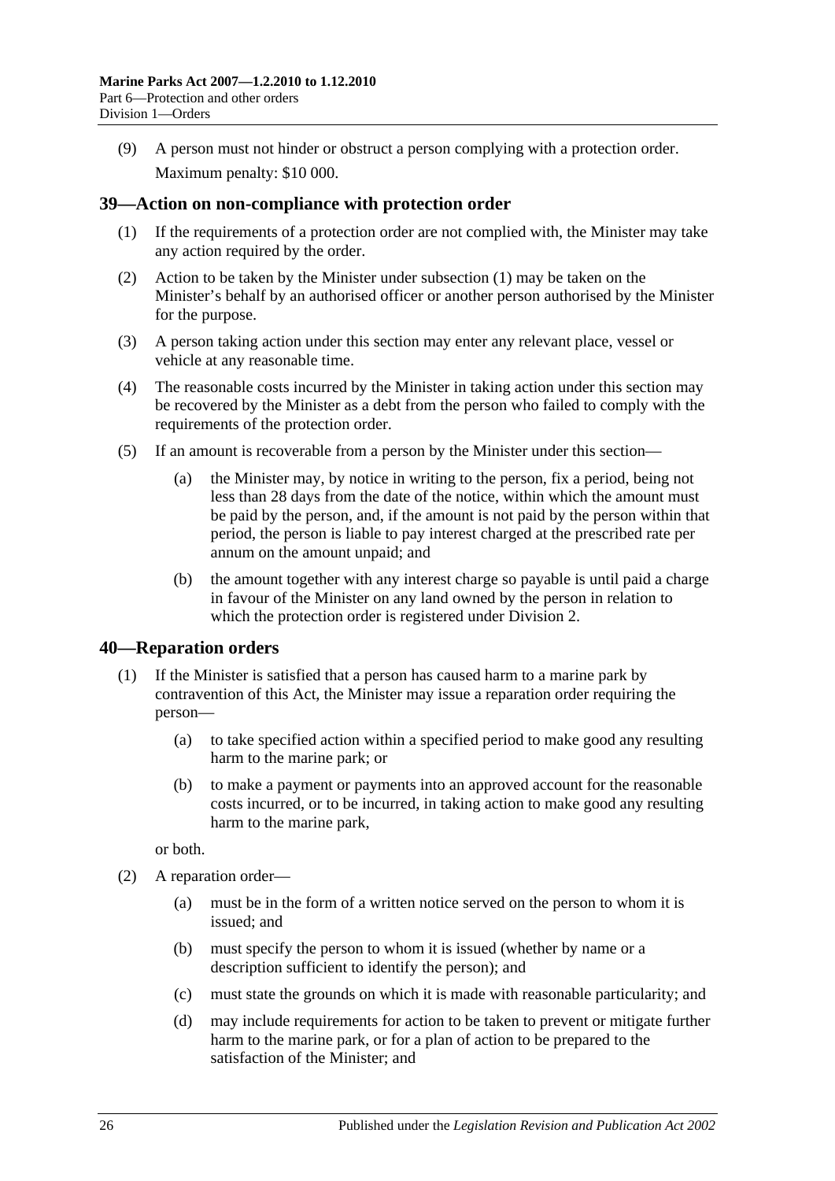(9) A person must not hinder or obstruct a person complying with a protection order.

Maximum penalty: $10 000.

## 39—Action on non-compliance with protection order

(1) If the requirements of a protection order are not complied with, the Minister may take any action required by the order.

(2) Action to be taken by the Minister under subsection (1) may be taken on the Minister's behalf by an authorised officer or another person authorised by the Minister for the purpose.

(3) A person taking action under this section may enter any relevant place, vessel or vehicle at any reasonable time.

(4) The reasonable costs incurred by the Minister in taking action under this section may be recovered by the Minister as a debt from the person who failed to comply with the requirements of the protection order.

(5) If an amount is recoverable from a person by the Minister under this section—

(a) the Minister may, by notice in writing to the person, fix a period, being not less than 28 days from the date of the notice, within which the amount must be paid by the person, and, if the amount is not paid by the person within that period, the person is liable to pay interest charged at the prescribed rate per annum on the amount unpaid; and

(b) the amount together with any interest charge so payable is until paid a charge in favour of the Minister on any land owned by the person in relation to which the protection order is registered under Division 2.

## 40—Reparation orders

(1) If the Minister is satisfied that a person has caused harm to a marine park by contravention of this Act, the Minister may issue a reparation order requiring the person—

(a) to take specified action within a specified period to make good any resulting harm to the marine park; or

(b) to make a payment or payments into an approved account for the reasonable costs incurred, or to be incurred, in taking action to make good any resulting harm to the marine park,

or both.

(2) A reparation order—

(a) must be in the form of a written notice served on the person to whom it is issued; and

(b) must specify the person to whom it is issued (whether by name or a description sufficient to identify the person); and

(c) must state the grounds on which it is made with reasonable particularity; and

(d) may include requirements for action to be taken to prevent or mitigate further harm to the marine park, or for a plan of action to be prepared to the satisfaction of the Minister; and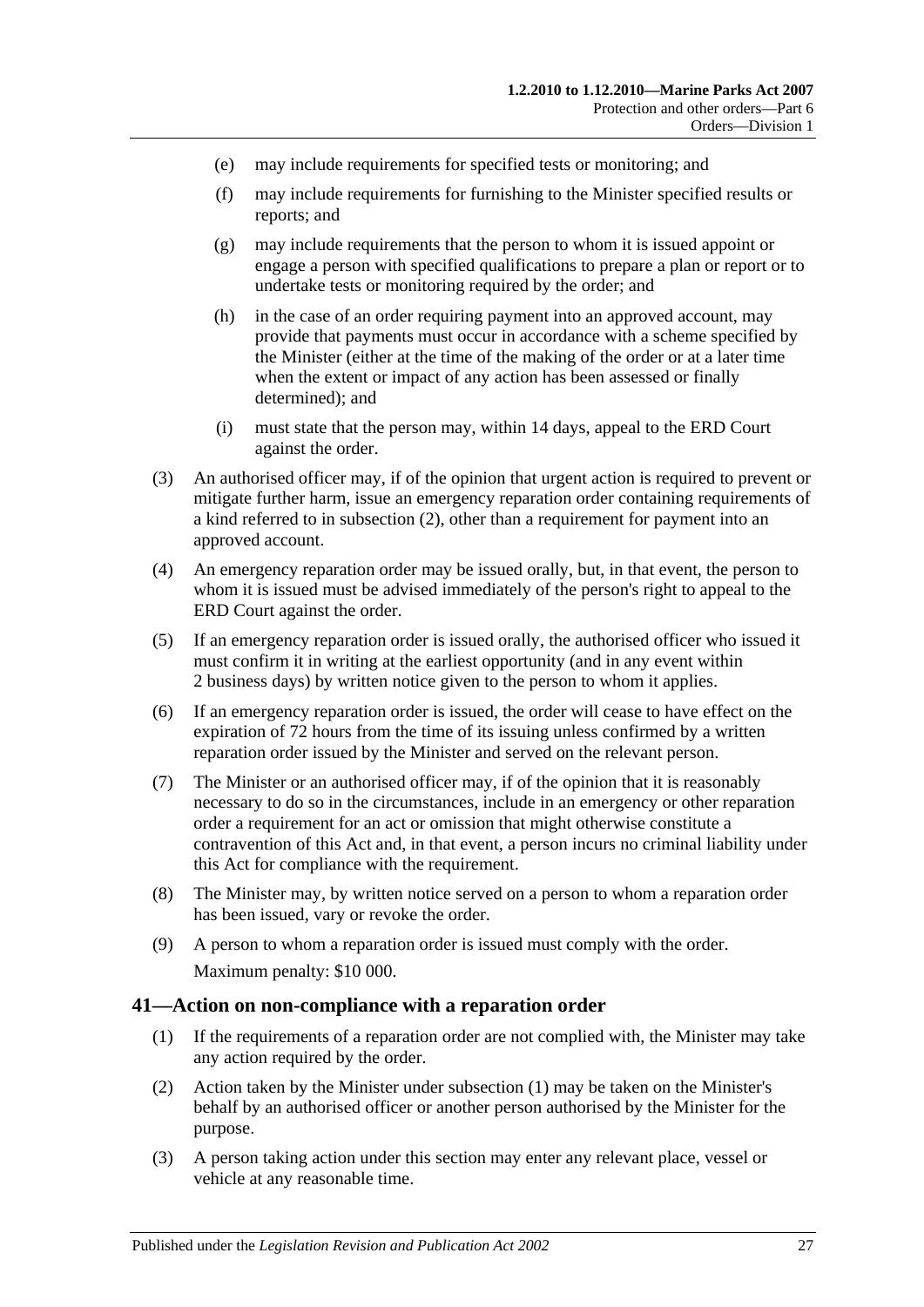(e) may include requirements for specified tests or monitoring; and

(f) may include requirements for furnishing to the Minister specified results or reports; and

(g) may include requirements that the person to whom it is issued appoint or engage a person with specified qualifications to prepare a plan or report or to undertake tests or monitoring required by the order; and

(h) in the case of an order requiring payment into an approved account, may provide that payments must occur in accordance with a scheme specified by the Minister (either at the time of the making of the order or at a later time when the extent or impact of any action has been assessed or finally determined); and

(i) must state that the person may, within 14 days, appeal to the ERD Court against the order.

(3) An authorised officer may, if of the opinion that urgent action is required to prevent or mitigate further harm, issue an emergency reparation order containing requirements of a kind referred to in subsection (2), other than a requirement for payment into an approved account.

(4) An emergency reparation order may be issued orally, but, in that event, the person to whom it is issued must be advised immediately of the person's right to appeal to the ERD Court against the order.

(5) If an emergency reparation order is issued orally, the authorised officer who issued it must confirm it in writing at the earliest opportunity (and in any event within 2 business days) by written notice given to the person to whom it applies.

(6) If an emergency reparation order is issued, the order will cease to have effect on the expiration of 72 hours from the time of its issuing unless confirmed by a written reparation order issued by the Minister and served on the relevant person.

(7) The Minister or an authorised officer may, if of the opinion that it is reasonably necessary to do so in the circumstances, include in an emergency or other reparation order a requirement for an act or omission that might otherwise constitute a contravention of this Act and, in that event, a person incurs no criminal liability under this Act for compliance with the requirement.

(8) The Minister may, by written notice served on a person to whom a reparation order has been issued, vary or revoke the order.

(9) A person to whom a reparation order is issued must comply with the order.

Maximum penalty: $10 000.

## 41—Action on non-compliance with a reparation order

(1) If the requirements of a reparation order are not complied with, the Minister may take any action required by the order.

(2) Action taken by the Minister under subsection (1) may be taken on the Minister's behalf by an authorised officer or another person authorised by the Minister for the purpose.

(3) A person taking action under this section may enter any relevant place, vessel or vehicle at any reasonable time.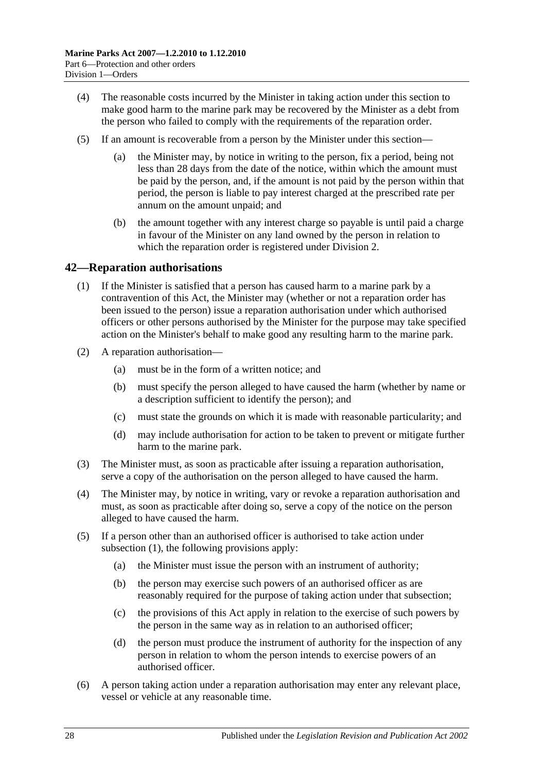(4) The reasonable costs incurred by the Minister in taking action under this section to make good harm to the marine park may be recovered by the Minister as a debt from the person who failed to comply with the requirements of the reparation order.

(5) If an amount is recoverable from a person by the Minister under this section—

(a) the Minister may, by notice in writing to the person, fix a period, being not less than 28 days from the date of the notice, within which the amount must be paid by the person, and, if the amount is not paid by the person within that period, the person is liable to pay interest charged at the prescribed rate per annum on the amount unpaid; and

(b) the amount together with any interest charge so payable is until paid a charge in favour of the Minister on any land owned by the person in relation to which the reparation order is registered under Division 2.

## 42—Reparation authorisations

(1) If the Minister is satisfied that a person has caused harm to a marine park by a contravention of this Act, the Minister may (whether or not a reparation order has been issued to the person) issue a reparation authorisation under which authorised officers or other persons authorised by the Minister for the purpose may take specified action on the Minister's behalf to make good any resulting harm to the marine park.

(2) A reparation authorisation—

(a) must be in the form of a written notice; and

(b) must specify the person alleged to have caused the harm (whether by name or a description sufficient to identify the person); and

(c) must state the grounds on which it is made with reasonable particularity; and

(d) may include authorisation for action to be taken to prevent or mitigate further harm to the marine park.

(3) The Minister must, as soon as practicable after issuing a reparation authorisation, serve a copy of the authorisation on the person alleged to have caused the harm.

(4) The Minister may, by notice in writing, vary or revoke a reparation authorisation and must, as soon as practicable after doing so, serve a copy of the notice on the person alleged to have caused the harm.

(5) If a person other than an authorised officer is authorised to take action under subsection (1), the following provisions apply:

(a) the Minister must issue the person with an instrument of authority;

(b) the person may exercise such powers of an authorised officer as are reasonably required for the purpose of taking action under that subsection;

(c) the provisions of this Act apply in relation to the exercise of such powers by the person in the same way as in relation to an authorised officer;

(d) the person must produce the instrument of authority for the inspection of any person in relation to whom the person intends to exercise powers of an authorised officer.

(6) A person taking action under a reparation authorisation may enter any relevant place, vessel or vehicle at any reasonable time.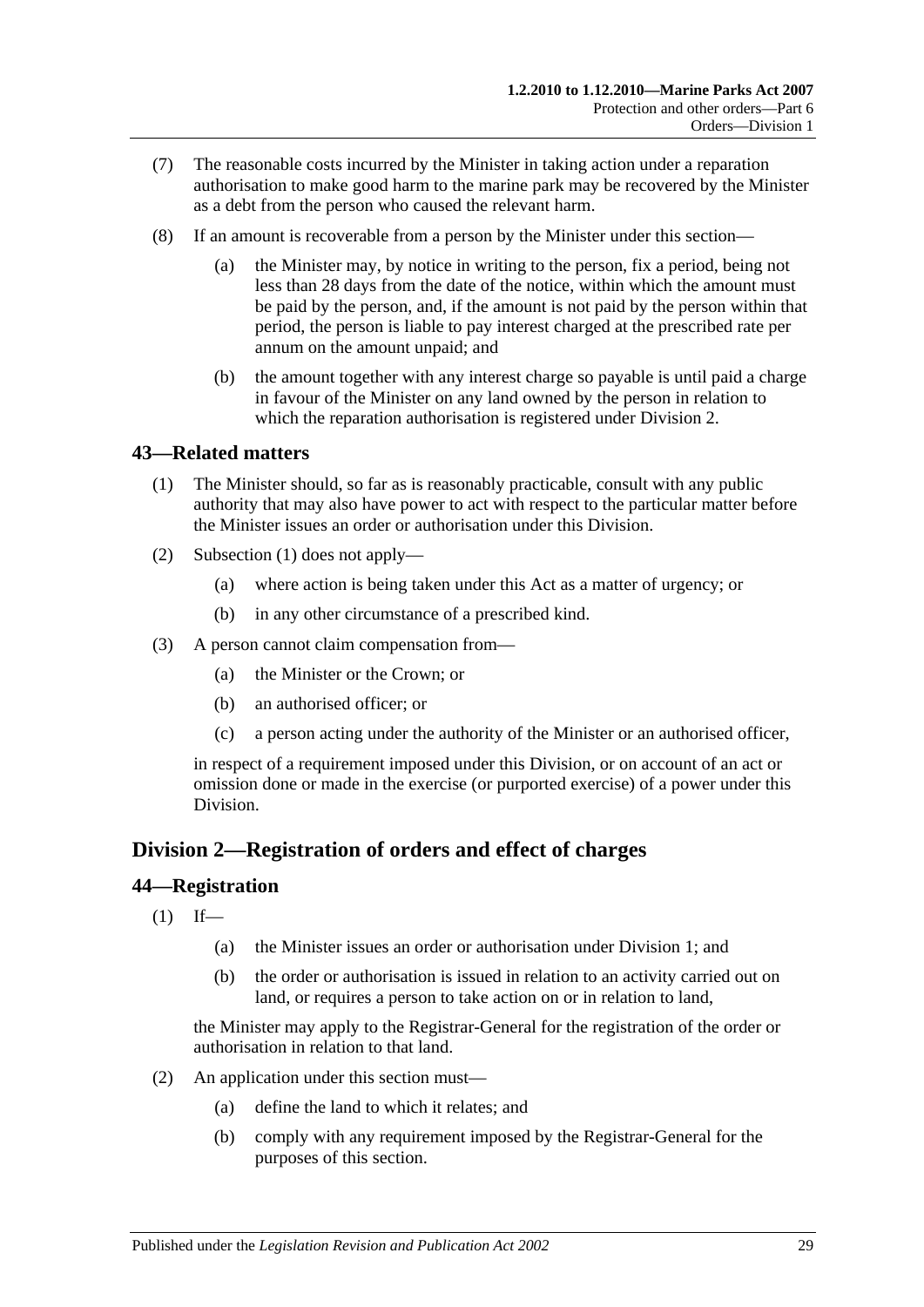(7) The reasonable costs incurred by the Minister in taking action under a reparation authorisation to make good harm to the marine park may be recovered by the Minister as a debt from the person who caused the relevant harm.

(8) If an amount is recoverable from a person by the Minister under this section—

(a) the Minister may, by notice in writing to the person, fix a period, being not less than 28 days from the date of the notice, within which the amount must be paid by the person, and, if the amount is not paid by the person within that period, the person is liable to pay interest charged at the prescribed rate per annum on the amount unpaid; and

(b) the amount together with any interest charge so payable is until paid a charge in favour of the Minister on any land owned by the person in relation to which the reparation authorisation is registered under Division 2.

### 43—Related matters

(1) The Minister should, so far as is reasonably practicable, consult with any public authority that may also have power to act with respect to the particular matter before the Minister issues an order or authorisation under this Division.

(2) Subsection (1) does not apply—

(a) where action is being taken under this Act as a matter of urgency; or

(b) in any other circumstance of a prescribed kind.

(3) A person cannot claim compensation from—

(a) the Minister or the Crown; or

(b) an authorised officer; or

(c) a person acting under the authority of the Minister or an authorised officer,

in respect of a requirement imposed under this Division, or on account of an act or omission done or made in the exercise (or purported exercise) of a power under this Division.

## Division 2—Registration of orders and effect of charges

### 44—Registration

(1) If—

(a) the Minister issues an order or authorisation under Division 1; and

(b) the order or authorisation is issued in relation to an activity carried out on land, or requires a person to take action on or in relation to land,

the Minister may apply to the Registrar-General for the registration of the order or authorisation in relation to that land.

(2) An application under this section must—

(a) define the land to which it relates; and

(b) comply with any requirement imposed by the Registrar-General for the purposes of this section.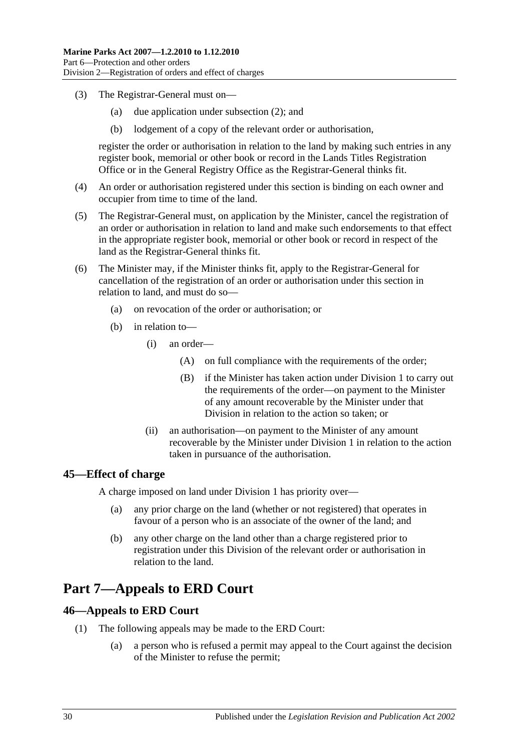(3) The Registrar-General must on—

   (a) due application under subsection (2); and

   (b) lodgement of a copy of the relevant order or authorisation,

register the order or authorisation in relation to the land by making such entries in any register book, memorial or other book or record in the Lands Titles Registration Office or in the General Registry Office as the Registrar-General thinks fit.

(4) An order or authorisation registered under this section is binding on each owner and occupier from time to time of the land.

(5) The Registrar-General must, on application by the Minister, cancel the registration of an order or authorisation in relation to land and make such endorsements to that effect in the appropriate register book, memorial or other book or record in respect of the land as the Registrar-General thinks fit.

(6) The Minister may, if the Minister thinks fit, apply to the Registrar-General for cancellation of the registration of an order or authorisation under this section in relation to land, and must do so—

   (a) on revocation of the order or authorisation; or

   (b) in relation to—

      (i) an order—

         (A) on full compliance with the requirements of the order;

         (B) if the Minister has taken action under Division 1 to carry out the requirements of the order—on payment to the Minister of any amount recoverable by the Minister under that Division in relation to the action so taken; or

      (ii) an authorisation—on payment to the Minister of any amount recoverable by the Minister under Division 1 in relation to the action taken in pursuance of the authorisation.

### 45—Effect of charge

A charge imposed on land under Division 1 has priority over—

   (a) any prior charge on the land (whether or not registered) that operates in favour of a person who is an associate of the owner of the land; and

   (b) any other charge on the land other than a charge registered prior to registration under this Division of the relevant order or authorisation in relation to the land.

## Part 7—Appeals to ERD Court

### 46—Appeals to ERD Court

(1) The following appeals may be made to the ERD Court:

   (a) a person who is refused a permit may appeal to the Court against the decision of the Minister to refuse the permit;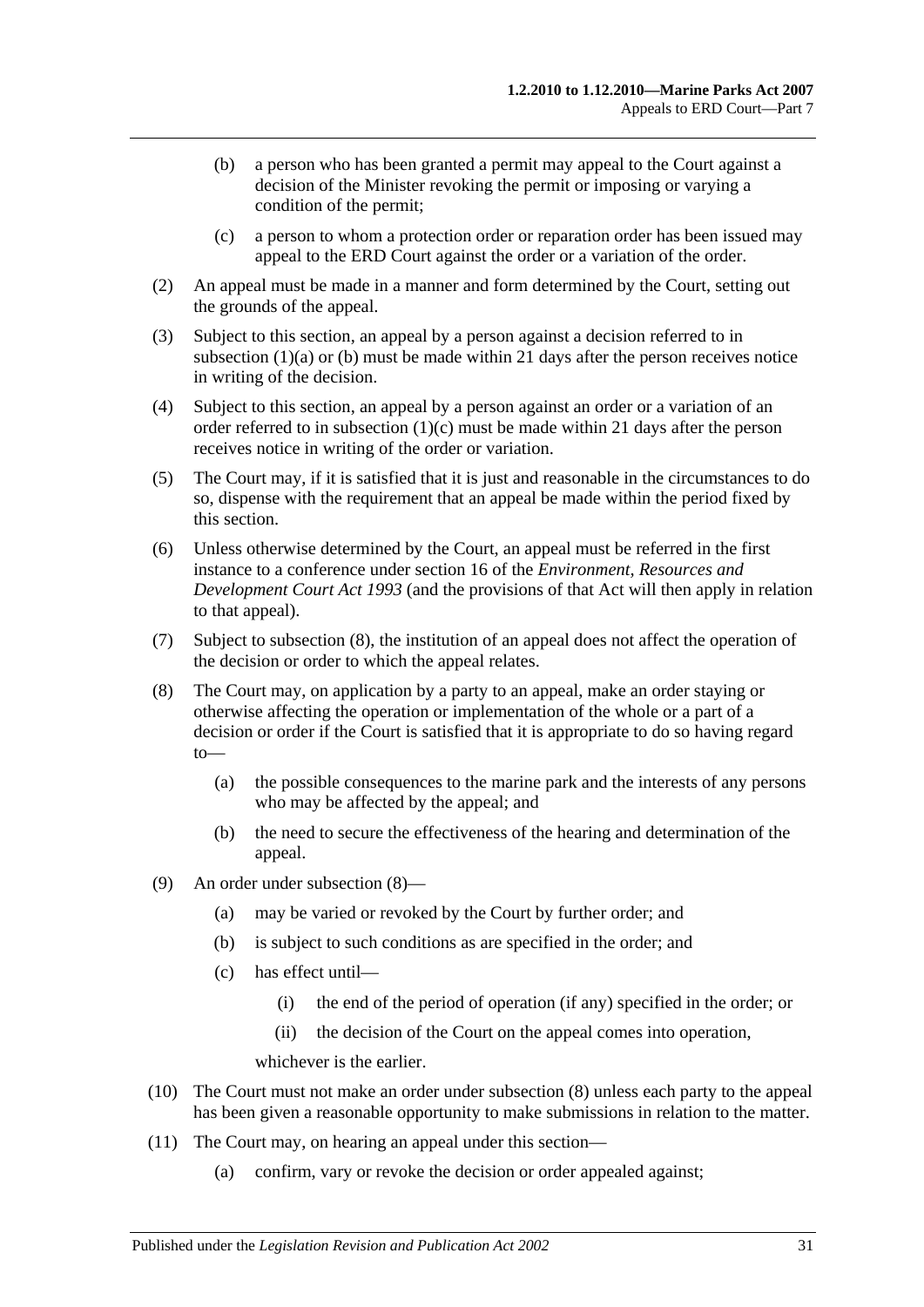(b) a person who has been granted a permit may appeal to the Court against a decision of the Minister revoking the permit or imposing or varying a condition of the permit;

(c) a person to whom a protection order or reparation order has been issued may appeal to the ERD Court against the order or a variation of the order.

(2) An appeal must be made in a manner and form determined by the Court, setting out the grounds of the appeal.

(3) Subject to this section, an appeal by a person against a decision referred to in subsection (1)(a) or (b) must be made within 21 days after the person receives notice in writing of the decision.

(4) Subject to this section, an appeal by a person against an order or a variation of an order referred to in subsection (1)(c) must be made within 21 days after the person receives notice in writing of the order or variation.

(5) The Court may, if it is satisfied that it is just and reasonable in the circumstances to do so, dispense with the requirement that an appeal be made within the period fixed by this section.

(6) Unless otherwise determined by the Court, an appeal must be referred in the first instance to a conference under section 16 of the *Environment, Resources and Development Court Act 1993* (and the provisions of that Act will then apply in relation to that appeal).

(7) Subject to subsection (8), the institution of an appeal does not affect the operation of the decision or order to which the appeal relates.

(8) The Court may, on application by a party to an appeal, make an order staying or otherwise affecting the operation or implementation of the whole or a part of a decision or order if the Court is satisfied that it is appropriate to do so having regard to—

(a) the possible consequences to the marine park and the interests of any persons who may be affected by the appeal; and

(b) the need to secure the effectiveness of the hearing and determination of the appeal.

(9) An order under subsection (8)—

(a) may be varied or revoked by the Court by further order; and

(b) is subject to such conditions as are specified in the order; and

(c) has effect until—

(i) the end of the period of operation (if any) specified in the order; or

(ii) the decision of the Court on the appeal comes into operation,

whichever is the earlier.

(10) The Court must not make an order under subsection (8) unless each party to the appeal has been given a reasonable opportunity to make submissions in relation to the matter.

(11) The Court may, on hearing an appeal under this section—

(a) confirm, vary or revoke the decision or order appealed against;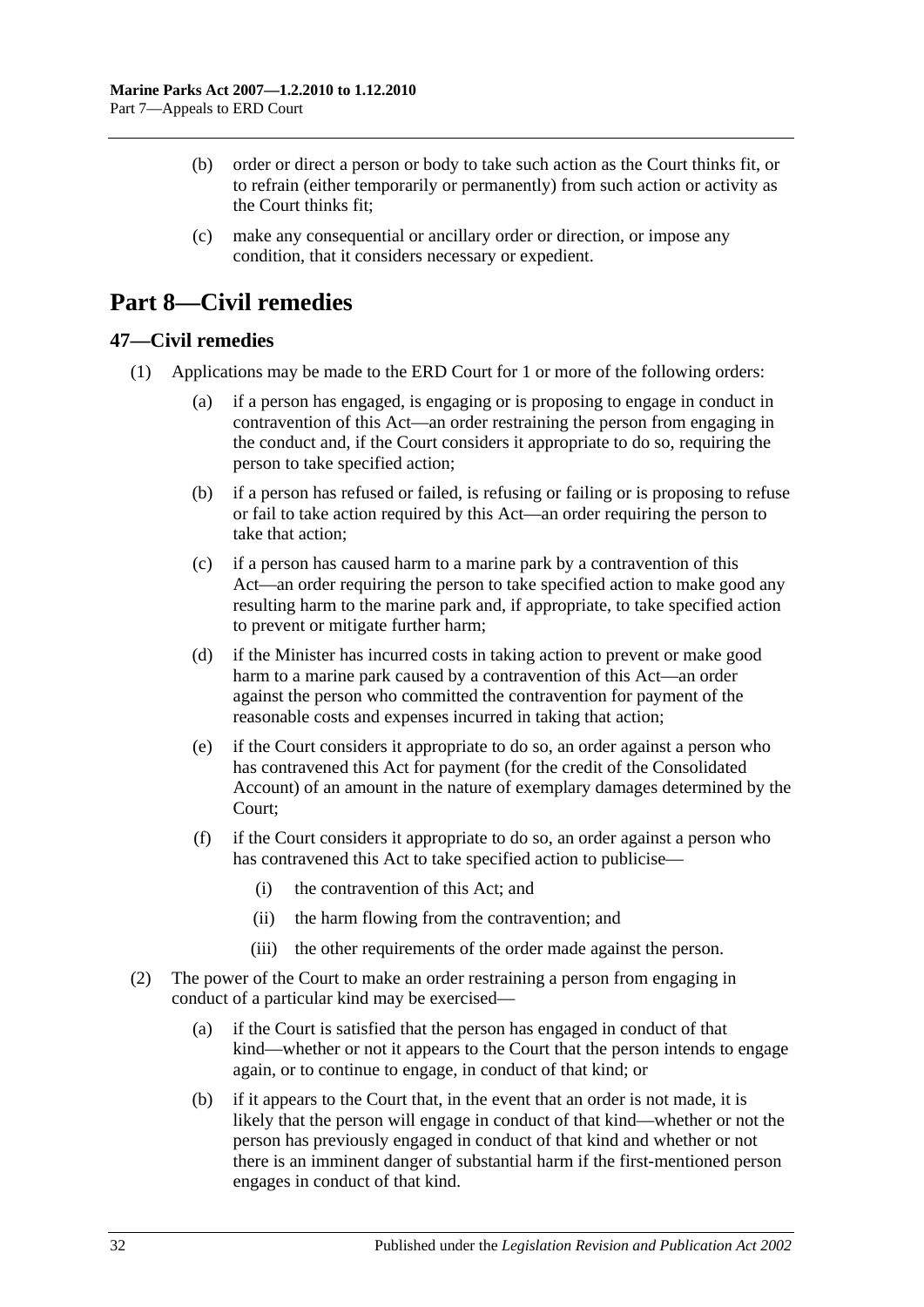(b) order or direct a person or body to take such action as the Court thinks fit, or to refrain (either temporarily or permanently) from such action or activity as the Court thinks fit;

(c) make any consequential or ancillary order or direction, or impose any condition, that it considers necessary or expedient.

# Part 8—Civil remedies

## 47—Civil remedies

(1) Applications may be made to the ERD Court for 1 or more of the following orders:

(a) if a person has engaged, is engaging or is proposing to engage in conduct in contravention of this Act—an order restraining the person from engaging in the conduct and, if the Court considers it appropriate to do so, requiring the person to take specified action;

(b) if a person has refused or failed, is refusing or failing or is proposing to refuse or fail to take action required by this Act—an order requiring the person to take that action;

(c) if a person has caused harm to a marine park by a contravention of this Act—an order requiring the person to take specified action to make good any resulting harm to the marine park and, if appropriate, to take specified action to prevent or mitigate further harm;

(d) if the Minister has incurred costs in taking action to prevent or make good harm to a marine park caused by a contravention of this Act—an order against the person who committed the contravention for payment of the reasonable costs and expenses incurred in taking that action;

(e) if the Court considers it appropriate to do so, an order against a person who has contravened this Act for payment (for the credit of the Consolidated Account) of an amount in the nature of exemplary damages determined by the Court;

(f) if the Court considers it appropriate to do so, an order against a person who has contravened this Act to take specified action to publicise—

(i) the contravention of this Act; and

(ii) the harm flowing from the contravention; and

(iii) the other requirements of the order made against the person.

(2) The power of the Court to make an order restraining a person from engaging in conduct of a particular kind may be exercised—

(a) if the Court is satisfied that the person has engaged in conduct of that kind—whether or not it appears to the Court that the person intends to engage again, or to continue to engage, in conduct of that kind; or

(b) if it appears to the Court that, in the event that an order is not made, it is likely that the person will engage in conduct of that kind—whether or not the person has previously engaged in conduct of that kind and whether or not there is an imminent danger of substantial harm if the first-mentioned person engages in conduct of that kind.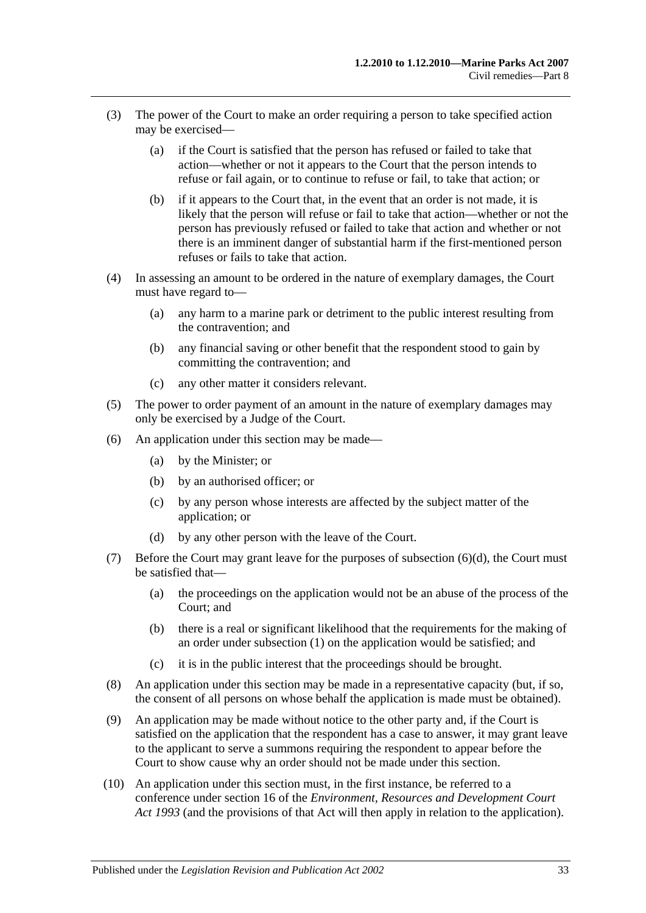(3) The power of the Court to make an order requiring a person to take specified action may be exercised—

(a) if the Court is satisfied that the person has refused or failed to take that action—whether or not it appears to the Court that the person intends to refuse or fail again, or to continue to refuse or fail, to take that action; or

(b) if it appears to the Court that, in the event that an order is not made, it is likely that the person will refuse or fail to take that action—whether or not the person has previously refused or failed to take that action and whether or not there is an imminent danger of substantial harm if the first-mentioned person refuses or fails to take that action.

(4) In assessing an amount to be ordered in the nature of exemplary damages, the Court must have regard to—

(a) any harm to a marine park or detriment to the public interest resulting from the contravention; and

(b) any financial saving or other benefit that the respondent stood to gain by committing the contravention; and

(c) any other matter it considers relevant.

(5) The power to order payment of an amount in the nature of exemplary damages may only be exercised by a Judge of the Court.

(6) An application under this section may be made—

(a) by the Minister; or

(b) by an authorised officer; or

(c) by any person whose interests are affected by the subject matter of the application; or

(d) by any other person with the leave of the Court.

(7) Before the Court may grant leave for the purposes of subsection (6)(d), the Court must be satisfied that—

(a) the proceedings on the application would not be an abuse of the process of the Court; and

(b) there is a real or significant likelihood that the requirements for the making of an order under subsection (1) on the application would be satisfied; and

(c) it is in the public interest that the proceedings should be brought.

(8) An application under this section may be made in a representative capacity (but, if so, the consent of all persons on whose behalf the application is made must be obtained).

(9) An application may be made without notice to the other party and, if the Court is satisfied on the application that the respondent has a case to answer, it may grant leave to the applicant to serve a summons requiring the respondent to appear before the Court to show cause why an order should not be made under this section.

(10) An application under this section must, in the first instance, be referred to a conference under section 16 of the *Environment, Resources and Development Court Act 1993* (and the provisions of that Act will then apply in relation to the application).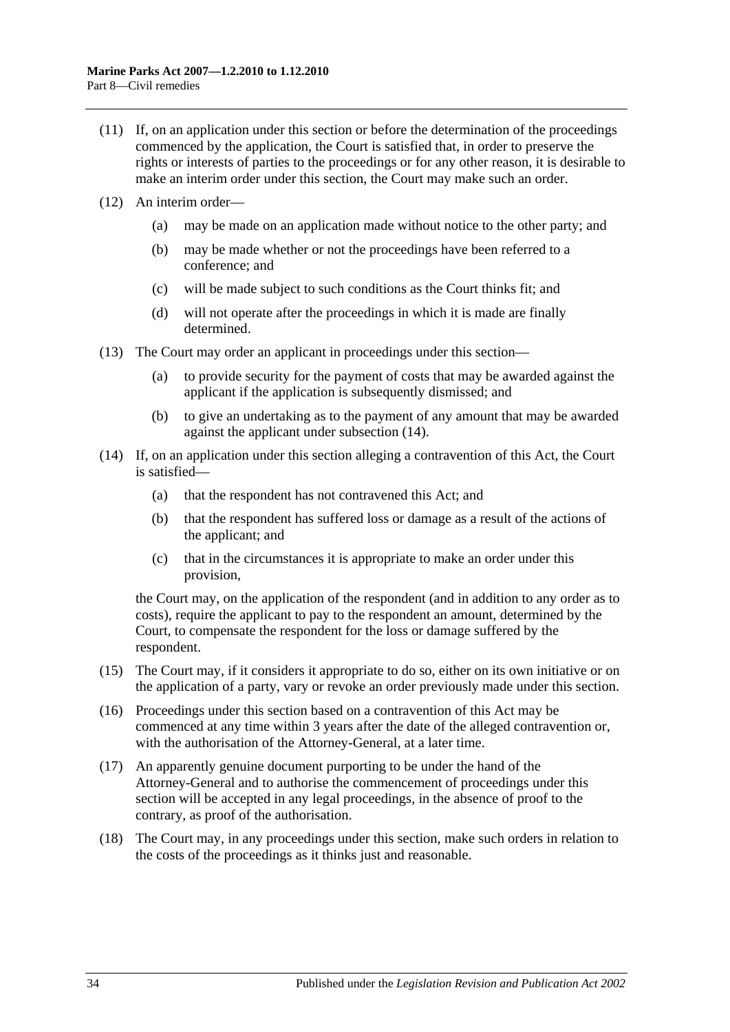(11) If, on an application under this section or before the determination of the proceedings commenced by the application, the Court is satisfied that, in order to preserve the rights or interests of parties to the proceedings or for any other reason, it is desirable to make an interim order under this section, the Court may make such an order.

(12) An interim order—

  (a) may be made on an application made without notice to the other party; and

  (b) may be made whether or not the proceedings have been referred to a conference; and

  (c) will be made subject to such conditions as the Court thinks fit; and

  (d) will not operate after the proceedings in which it is made are finally determined.

(13) The Court may order an applicant in proceedings under this section—

  (a) to provide security for the payment of costs that may be awarded against the applicant if the application is subsequently dismissed; and

  (b) to give an undertaking as to the payment of any amount that may be awarded against the applicant under subsection (14).

(14) If, on an application under this section alleging a contravention of this Act, the Court is satisfied—

  (a) that the respondent has not contravened this Act; and

  (b) that the respondent has suffered loss or damage as a result of the actions of the applicant; and

  (c) that in the circumstances it is appropriate to make an order under this provision,

the Court may, on the application of the respondent (and in addition to any order as to costs), require the applicant to pay to the respondent an amount, determined by the Court, to compensate the respondent for the loss or damage suffered by the respondent.

(15) The Court may, if it considers it appropriate to do so, either on its own initiative or on the application of a party, vary or revoke an order previously made under this section.

(16) Proceedings under this section based on a contravention of this Act may be commenced at any time within 3 years after the date of the alleged contravention or, with the authorisation of the Attorney-General, at a later time.

(17) An apparently genuine document purporting to be under the hand of the Attorney-General and to authorise the commencement of proceedings under this section will be accepted in any legal proceedings, in the absence of proof to the contrary, as proof of the authorisation.

(18) The Court may, in any proceedings under this section, make such orders in relation to the costs of the proceedings as it thinks just and reasonable.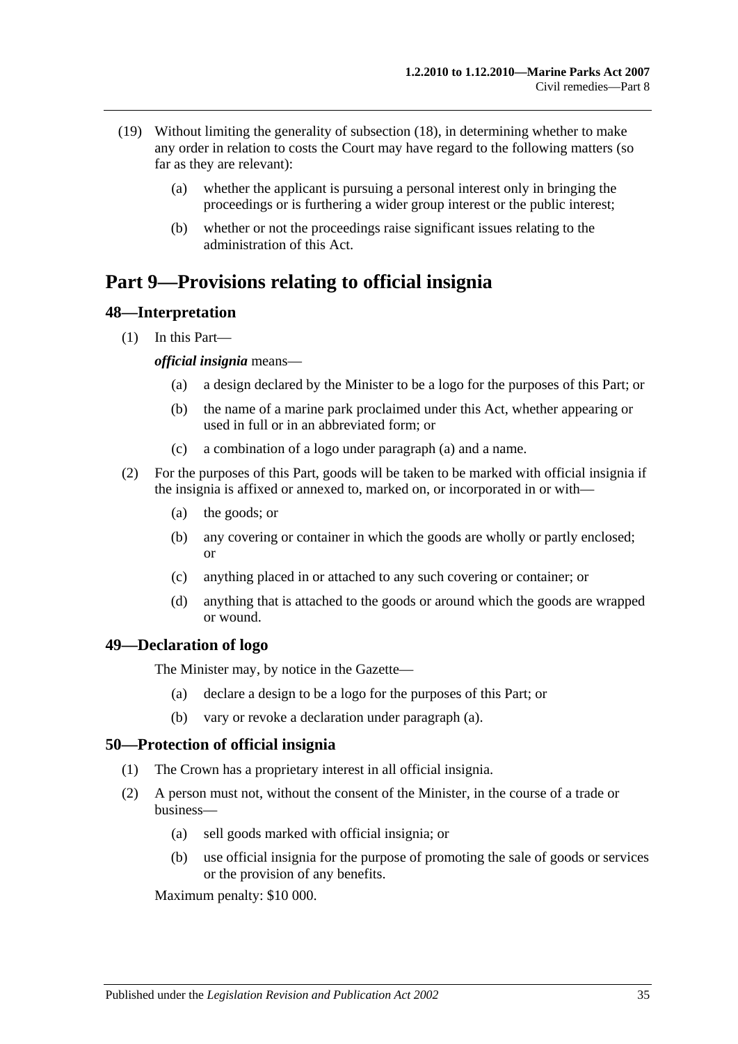(19) Without limiting the generality of subsection (18), in determining whether to make any order in relation to costs the Court may have regard to the following matters (so far as they are relevant):

(a) whether the applicant is pursuing a personal interest only in bringing the proceedings or is furthering a wider group interest or the public interest;

(b) whether or not the proceedings raise significant issues relating to the administration of this Act.

# Part 9—Provisions relating to official insignia

## 48—Interpretation

(1) In this Part—

***official insignia*** means—

(a) a design declared by the Minister to be a logo for the purposes of this Part; or

(b) the name of a marine park proclaimed under this Act, whether appearing or used in full or in an abbreviated form; or

(c) a combination of a logo under paragraph (a) and a name.

(2) For the purposes of this Part, goods will be taken to be marked with official insignia if the insignia is affixed or annexed to, marked on, or incorporated in or with—

(a) the goods; or

(b) any covering or container in which the goods are wholly or partly enclosed; or

(c) anything placed in or attached to any such covering or container; or

(d) anything that is attached to the goods or around which the goods are wrapped or wound.

## 49—Declaration of logo

The Minister may, by notice in the Gazette—

(a) declare a design to be a logo for the purposes of this Part; or

(b) vary or revoke a declaration under paragraph (a).

## 50—Protection of official insignia

(1) The Crown has a proprietary interest in all official insignia.

(2) A person must not, without the consent of the Minister, in the course of a trade or business—

(a) sell goods marked with official insignia; or

(b) use official insignia for the purpose of promoting the sale of goods or services or the provision of any benefits.

Maximum penalty: $10 000.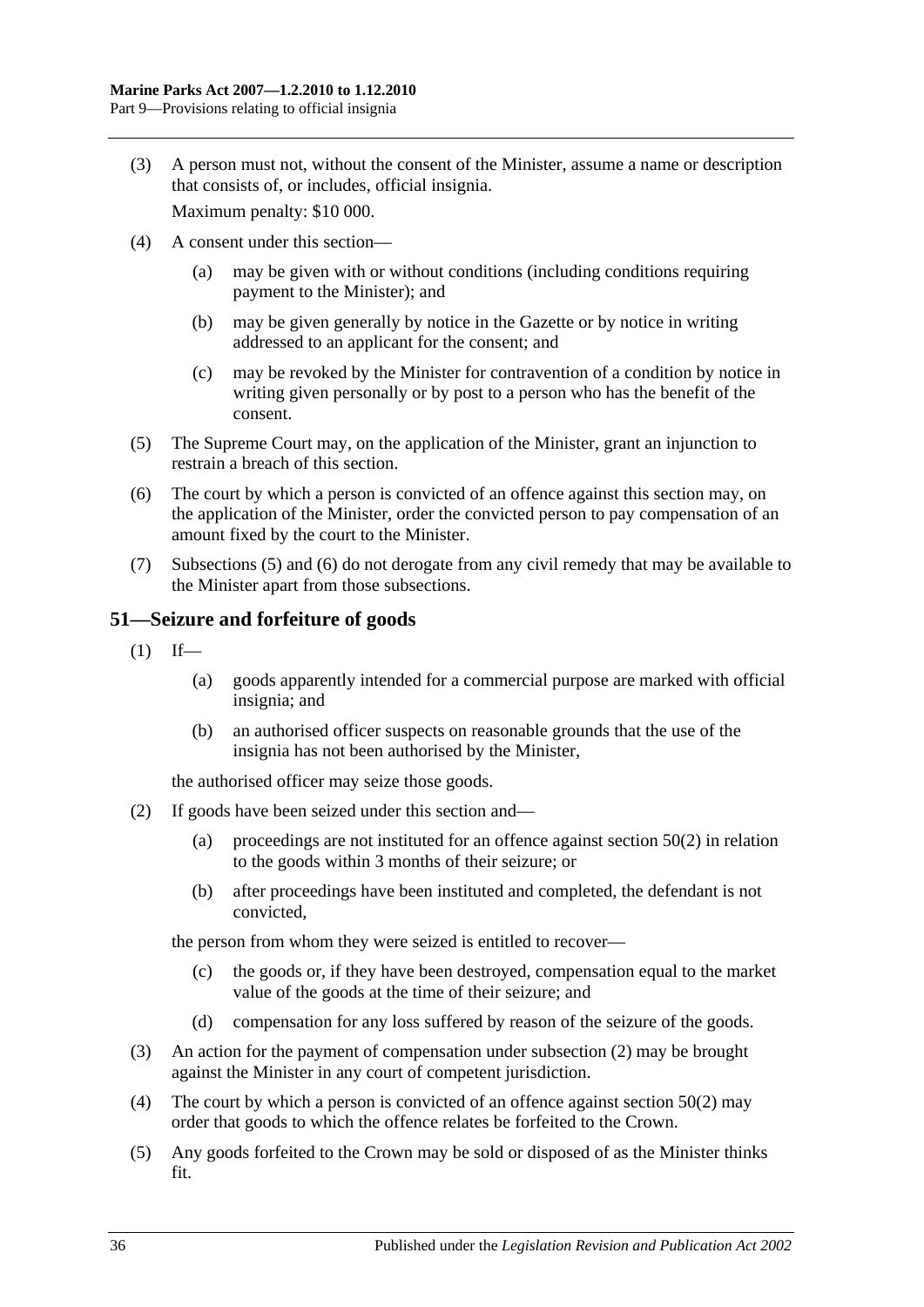(3) A person must not, without the consent of the Minister, assume a name or description that consists of, or includes, official insignia.

Maximum penalty: $10 000.

(4) A consent under this section—

(a) may be given with or without conditions (including conditions requiring payment to the Minister); and

(b) may be given generally by notice in the Gazette or by notice in writing addressed to an applicant for the consent; and

(c) may be revoked by the Minister for contravention of a condition by notice in writing given personally or by post to a person who has the benefit of the consent.

(5) The Supreme Court may, on the application of the Minister, grant an injunction to restrain a breach of this section.

(6) The court by which a person is convicted of an offence against this section may, on the application of the Minister, order the convicted person to pay compensation of an amount fixed by the court to the Minister.

(7) Subsections (5) and (6) do not derogate from any civil remedy that may be available to the Minister apart from those subsections.

## 51—Seizure and forfeiture of goods

(1) If—

(a) goods apparently intended for a commercial purpose are marked with official insignia; and

(b) an authorised officer suspects on reasonable grounds that the use of the insignia has not been authorised by the Minister,

the authorised officer may seize those goods.

(2) If goods have been seized under this section and—

(a) proceedings are not instituted for an offence against section 50(2) in relation to the goods within 3 months of their seizure; or

(b) after proceedings have been instituted and completed, the defendant is not convicted,

the person from whom they were seized is entitled to recover—

(c) the goods or, if they have been destroyed, compensation equal to the market value of the goods at the time of their seizure; and

(d) compensation for any loss suffered by reason of the seizure of the goods.

(3) An action for the payment of compensation under subsection (2) may be brought against the Minister in any court of competent jurisdiction.

(4) The court by which a person is convicted of an offence against section 50(2) may order that goods to which the offence relates be forfeited to the Crown.

(5) Any goods forfeited to the Crown may be sold or disposed of as the Minister thinks fit.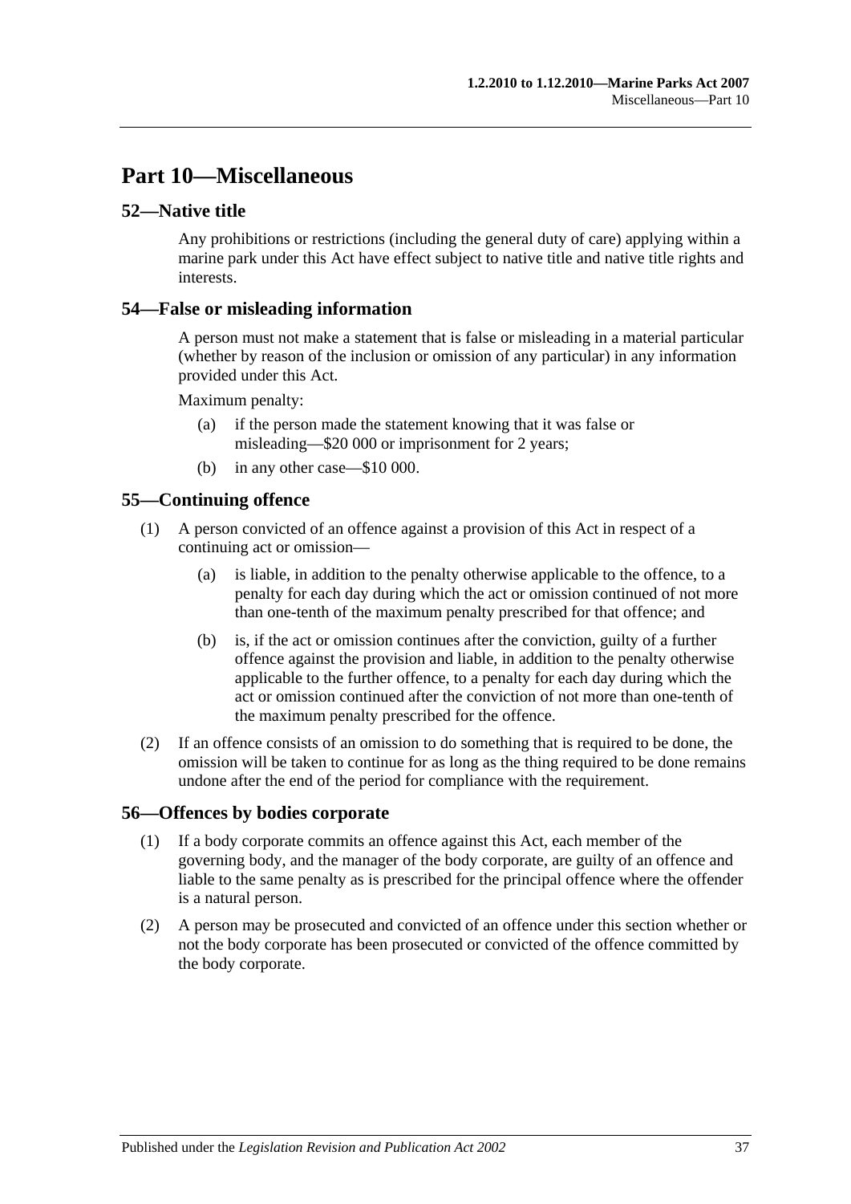# Part 10—Miscellaneous

## 52—Native title

Any prohibitions or restrictions (including the general duty of care) applying within a marine park under this Act have effect subject to native title and native title rights and interests.

## 54—False or misleading information

A person must not make a statement that is false or misleading in a material particular (whether by reason of the inclusion or omission of any particular) in any information provided under this Act.

Maximum penalty:

- (a) if the person made the statement knowing that it was false or misleading—$20 000 or imprisonment for 2 years;
- (b) in any other case—$10 000.

## 55—Continuing offence

(1) A person convicted of an offence against a provision of this Act in respect of a continuing act or omission—

- (a) is liable, in addition to the penalty otherwise applicable to the offence, to a penalty for each day during which the act or omission continued of not more than one-tenth of the maximum penalty prescribed for that offence; and
- (b) is, if the act or omission continues after the conviction, guilty of a further offence against the provision and liable, in addition to the penalty otherwise applicable to the further offence, to a penalty for each day during which the act or omission continued after the conviction of not more than one-tenth of the maximum penalty prescribed for the offence.

(2) If an offence consists of an omission to do something that is required to be done, the omission will be taken to continue for as long as the thing required to be done remains undone after the end of the period for compliance with the requirement.

## 56—Offences by bodies corporate

(1) If a body corporate commits an offence against this Act, each member of the governing body, and the manager of the body corporate, are guilty of an offence and liable to the same penalty as is prescribed for the principal offence where the offender is a natural person.

(2) A person may be prosecuted and convicted of an offence under this section whether or not the body corporate has been prosecuted or convicted of the offence committed by the body corporate.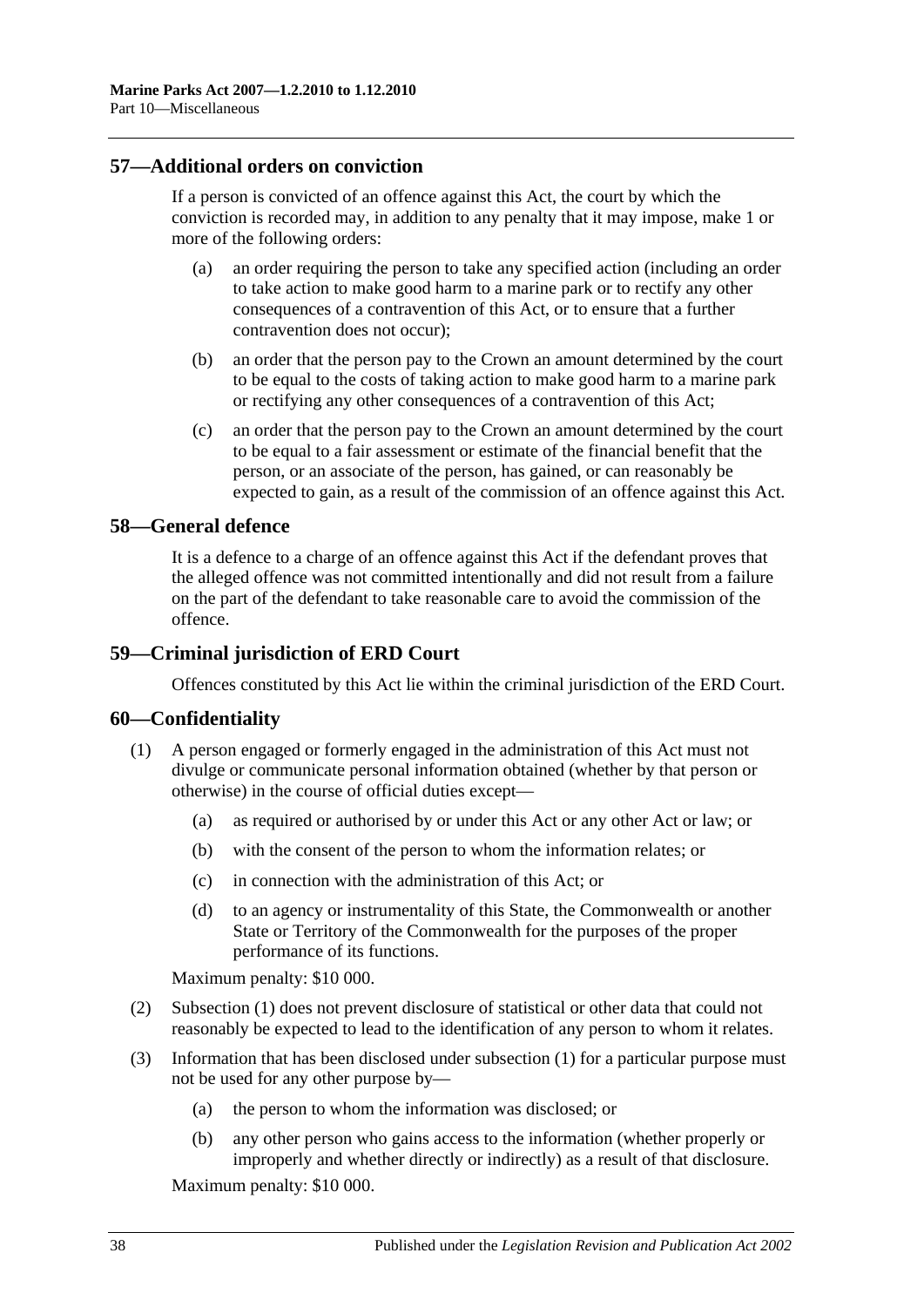## 57—Additional orders on conviction

If a person is convicted of an offence against this Act, the court by which the conviction is recorded may, in addition to any penalty that it may impose, make 1 or more of the following orders:

(a) an order requiring the person to take any specified action (including an order to take action to make good harm to a marine park or to rectify any other consequences of a contravention of this Act, or to ensure that a further contravention does not occur);

(b) an order that the person pay to the Crown an amount determined by the court to be equal to the costs of taking action to make good harm to a marine park or rectifying any other consequences of a contravention of this Act;

(c) an order that the person pay to the Crown an amount determined by the court to be equal to a fair assessment or estimate of the financial benefit that the person, or an associate of the person, has gained, or can reasonably be expected to gain, as a result of the commission of an offence against this Act.

## 58—General defence

It is a defence to a charge of an offence against this Act if the defendant proves that the alleged offence was not committed intentionally and did not result from a failure on the part of the defendant to take reasonable care to avoid the commission of the offence.

## 59—Criminal jurisdiction of ERD Court

Offences constituted by this Act lie within the criminal jurisdiction of the ERD Court.

## 60—Confidentiality

(1) A person engaged or formerly engaged in the administration of this Act must not divulge or communicate personal information obtained (whether by that person or otherwise) in the course of official duties except—

(a) as required or authorised by or under this Act or any other Act or law; or

(b) with the consent of the person to whom the information relates; or

(c) in connection with the administration of this Act; or

(d) to an agency or instrumentality of this State, the Commonwealth or another State or Territory of the Commonwealth for the purposes of the proper performance of its functions.

Maximum penalty: $10 000.

(2) Subsection (1) does not prevent disclosure of statistical or other data that could not reasonably be expected to lead to the identification of any person to whom it relates.

(3) Information that has been disclosed under subsection (1) for a particular purpose must not be used for any other purpose by—

(a) the person to whom the information was disclosed; or

(b) any other person who gains access to the information (whether properly or improperly and whether directly or indirectly) as a result of that disclosure.

Maximum penalty: $10 000.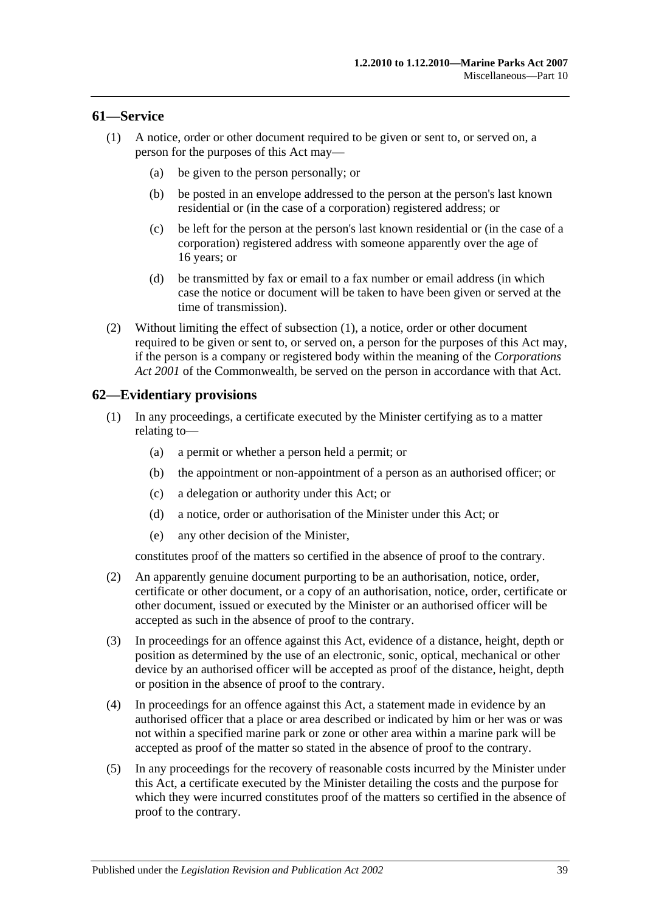## 61—Service

(1) A notice, order or other document required to be given or sent to, or served on, a person for the purposes of this Act may—

(a) be given to the person personally; or

(b) be posted in an envelope addressed to the person at the person's last known residential or (in the case of a corporation) registered address; or

(c) be left for the person at the person's last known residential or (in the case of a corporation) registered address with someone apparently over the age of 16 years; or

(d) be transmitted by fax or email to a fax number or email address (in which case the notice or document will be taken to have been given or served at the time of transmission).

(2) Without limiting the effect of subsection (1), a notice, order or other document required to be given or sent to, or served on, a person for the purposes of this Act may, if the person is a company or registered body within the meaning of the *Corporations Act 2001* of the Commonwealth, be served on the person in accordance with that Act.

## 62—Evidentiary provisions

(1) In any proceedings, a certificate executed by the Minister certifying as to a matter relating to—

(a) a permit or whether a person held a permit; or

(b) the appointment or non-appointment of a person as an authorised officer; or

(c) a delegation or authority under this Act; or

(d) a notice, order or authorisation of the Minister under this Act; or

(e) any other decision of the Minister,

constitutes proof of the matters so certified in the absence of proof to the contrary.

(2) An apparently genuine document purporting to be an authorisation, notice, order, certificate or other document, or a copy of an authorisation, notice, order, certificate or other document, issued or executed by the Minister or an authorised officer will be accepted as such in the absence of proof to the contrary.

(3) In proceedings for an offence against this Act, evidence of a distance, height, depth or position as determined by the use of an electronic, sonic, optical, mechanical or other device by an authorised officer will be accepted as proof of the distance, height, depth or position in the absence of proof to the contrary.

(4) In proceedings for an offence against this Act, a statement made in evidence by an authorised officer that a place or area described or indicated by him or her was or was not within a specified marine park or zone or other area within a marine park will be accepted as proof of the matter so stated in the absence of proof to the contrary.

(5) In any proceedings for the recovery of reasonable costs incurred by the Minister under this Act, a certificate executed by the Minister detailing the costs and the purpose for which they were incurred constitutes proof of the matters so certified in the absence of proof to the contrary.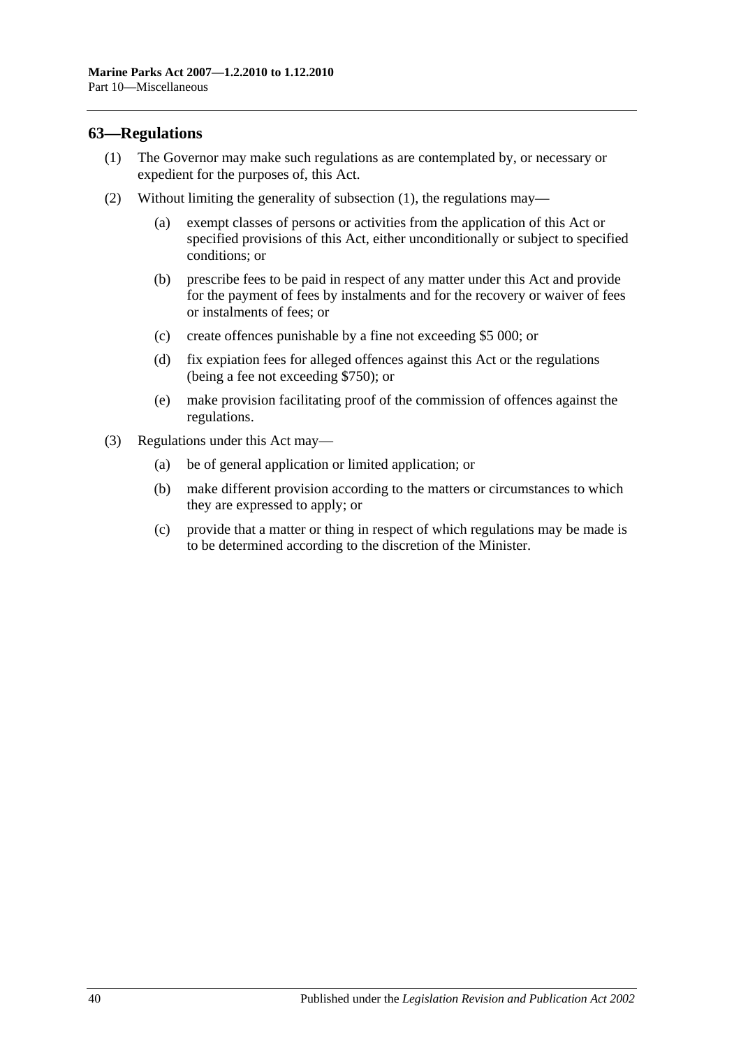## 63—Regulations

(1) The Governor may make such regulations as are contemplated by, or necessary or expedient for the purposes of, this Act.

(2) Without limiting the generality of subsection (1), the regulations may—

- (a) exempt classes of persons or activities from the application of this Act or specified provisions of this Act, either unconditionally or subject to specified conditions; or
- (b) prescribe fees to be paid in respect of any matter under this Act and provide for the payment of fees by instalments and for the recovery or waiver of fees or instalments of fees; or
- (c) create offences punishable by a fine not exceeding $5 000; or
- (d) fix expiation fees for alleged offences against this Act or the regulations (being a fee not exceeding $750); or
- (e) make provision facilitating proof of the commission of offences against the regulations.

(3) Regulations under this Act may—

- (a) be of general application or limited application; or
- (b) make different provision according to the matters or circumstances to which they are expressed to apply; or
- (c) provide that a matter or thing in respect of which regulations may be made is to be determined according to the discretion of the Minister.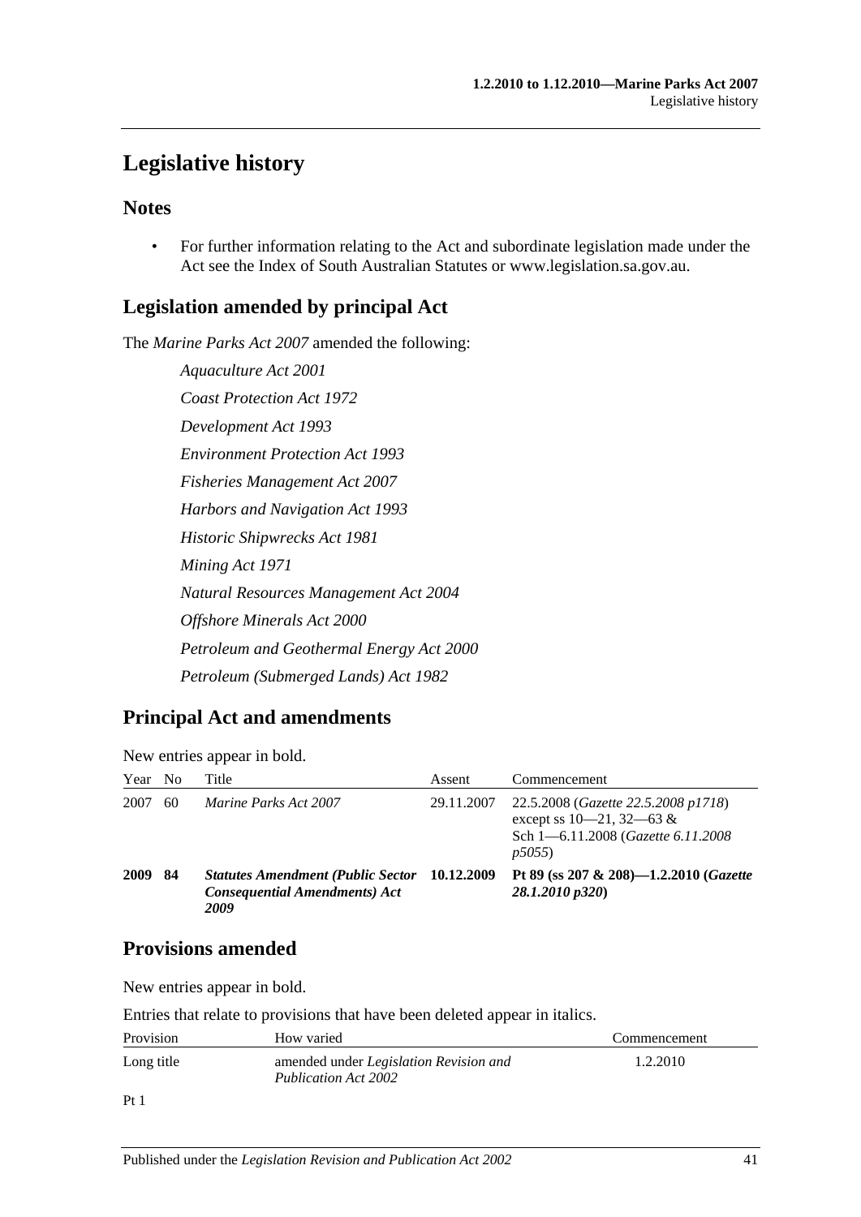# Legislative history

## Notes

- For further information relating to the Act and subordinate legislation made under the Act see the Index of South Australian Statutes or www.legislation.sa.gov.au.

## Legislation amended by principal Act

The *Marine Parks Act 2007* amended the following:

*Aquaculture Act 2001*

*Coast Protection Act 1972*

*Development Act 1993*

*Environment Protection Act 1993*

*Fisheries Management Act 2007*

*Harbors and Navigation Act 1993*

*Historic Shipwrecks Act 1981*

*Mining Act 1971*

*Natural Resources Management Act 2004*

*Offshore Minerals Act 2000*

*Petroleum and Geothermal Energy Act 2000*

*Petroleum (Submerged Lands) Act 1982*

## Principal Act and amendments

New entries appear in bold.

| Year | No | Title | Assent | Commencement |
|---|---|---|---|---|
| 2007 | 60 | *Marine Parks Act 2007* | 29.11.2007 | 22.5.2008 (*Gazette 22.5.2008 p1718*) except ss 10—21, 32—63 & Sch 1—6.11.2008 (*Gazette 6.11.2008 p5055*) |
| **2009** | **84** | ***Statutes Amendment (Public Sector Consequential Amendments) Act 2009*** | **10.12.2009** | **Pt 89 (ss 207 & 208)—1.2.2010 (*Gazette 28.1.2010 p320*)** |

## Provisions amended

New entries appear in bold.

Entries that relate to provisions that have been deleted appear in italics.

| Provision | How varied | Commencement |
|---|---|---|
| Long title | amended under *Legislation Revision and Publication Act 2002* | 1.2.2010 |
| Pt 1 | | |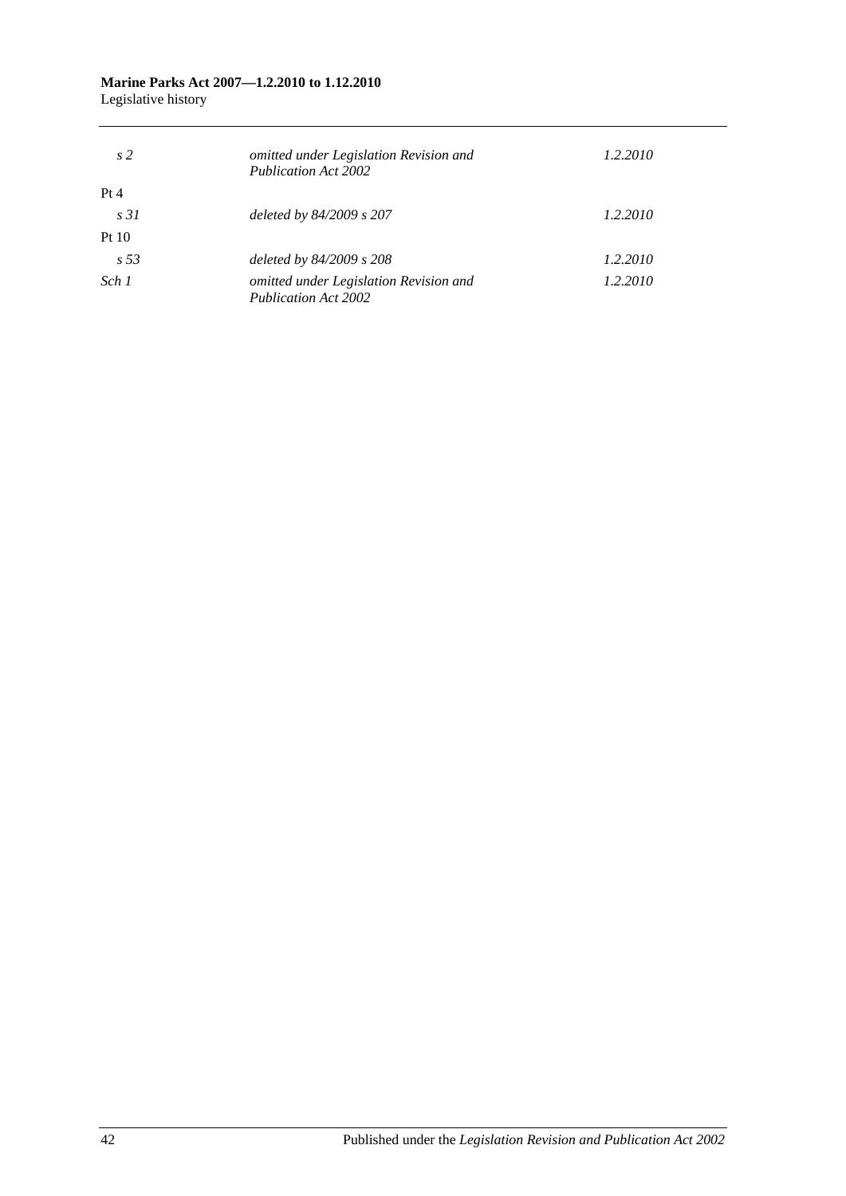| | | |
|---|---|---|
| *s 2* | *omitted under Legislation Revision and Publication Act 2002* | *1.2.2010* |
| Pt 4 | | |
| *s 31* | *deleted by 84/2009 s 207* | *1.2.2010* |
| Pt 10 | | |
| *s 53* | *deleted by 84/2009 s 208* | *1.2.2010* |
| *Sch 1* | *omitted under Legislation Revision and Publication Act 2002* | *1.2.2010* |